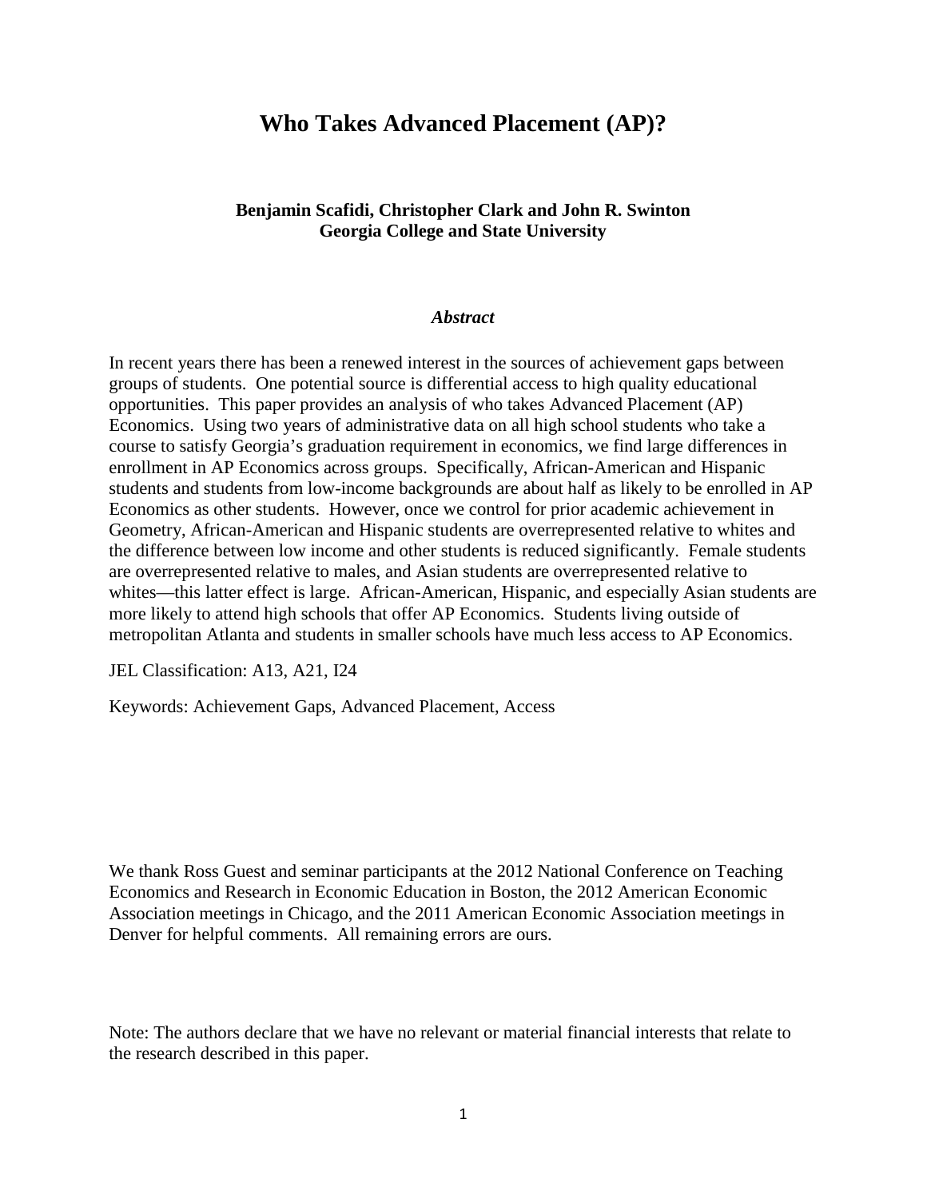# Who Takes Advanced Placement (AP)?

**Benjamin Scafidi, Christopher Clark and John R. Swinton**
**Georgia College and State University**

***Abstract***

In recent years there has been a renewed interest in the sources of achievement gaps between groups of students. One potential source is differential access to high quality educational opportunities. This paper provides an analysis of who takes Advanced Placement (AP) Economics. Using two years of administrative data on all high school students who take a course to satisfy Georgia's graduation requirement in economics, we find large differences in enrollment in AP Economics across groups. Specifically, African-American and Hispanic students and students from low-income backgrounds are about half as likely to be enrolled in AP Economics as other students. However, once we control for prior academic achievement in Geometry, African-American and Hispanic students are overrepresented relative to whites and the difference between low income and other students is reduced significantly. Female students are overrepresented relative to males, and Asian students are overrepresented relative to whites—this latter effect is large. African-American, Hispanic, and especially Asian students are more likely to attend high schools that offer AP Economics. Students living outside of metropolitan Atlanta and students in smaller schools have much less access to AP Economics.

JEL Classification: A13, A21, I24

Keywords: Achievement Gaps, Advanced Placement, Access

We thank Ross Guest and seminar participants at the 2012 National Conference on Teaching Economics and Research in Economic Education in Boston, the 2012 American Economic Association meetings in Chicago, and the 2011 American Economic Association meetings in Denver for helpful comments. All remaining errors are ours.

Note: The authors declare that we have no relevant or material financial interests that relate to the research described in this paper.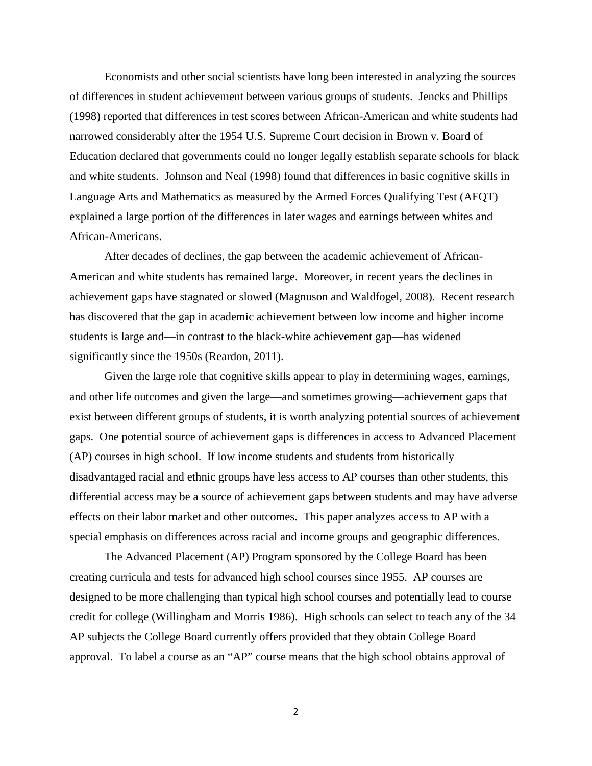Economists and other social scientists have long been interested in analyzing the sources of differences in student achievement between various groups of students. Jencks and Phillips (1998) reported that differences in test scores between African-American and white students had narrowed considerably after the 1954 U.S. Supreme Court decision in Brown v. Board of Education declared that governments could no longer legally establish separate schools for black and white students. Johnson and Neal (1998) found that differences in basic cognitive skills in Language Arts and Mathematics as measured by the Armed Forces Qualifying Test (AFQT) explained a large portion of the differences in later wages and earnings between whites and African-Americans.

After decades of declines, the gap between the academic achievement of African-American and white students has remained large. Moreover, in recent years the declines in achievement gaps have stagnated or slowed (Magnuson and Waldfogel, 2008). Recent research has discovered that the gap in academic achievement between low income and higher income students is large and—in contrast to the black-white achievement gap—has widened significantly since the 1950s (Reardon, 2011).

Given the large role that cognitive skills appear to play in determining wages, earnings, and other life outcomes and given the large—and sometimes growing—achievement gaps that exist between different groups of students, it is worth analyzing potential sources of achievement gaps. One potential source of achievement gaps is differences in access to Advanced Placement (AP) courses in high school. If low income students and students from historically disadvantaged racial and ethnic groups have less access to AP courses than other students, this differential access may be a source of achievement gaps between students and may have adverse effects on their labor market and other outcomes. This paper analyzes access to AP with a special emphasis on differences across racial and income groups and geographic differences.

The Advanced Placement (AP) Program sponsored by the College Board has been creating curricula and tests for advanced high school courses since 1955. AP courses are designed to be more challenging than typical high school courses and potentially lead to course credit for college (Willingham and Morris 1986). High schools can select to teach any of the 34 AP subjects the College Board currently offers provided that they obtain College Board approval. To label a course as an "AP" course means that the high school obtains approval of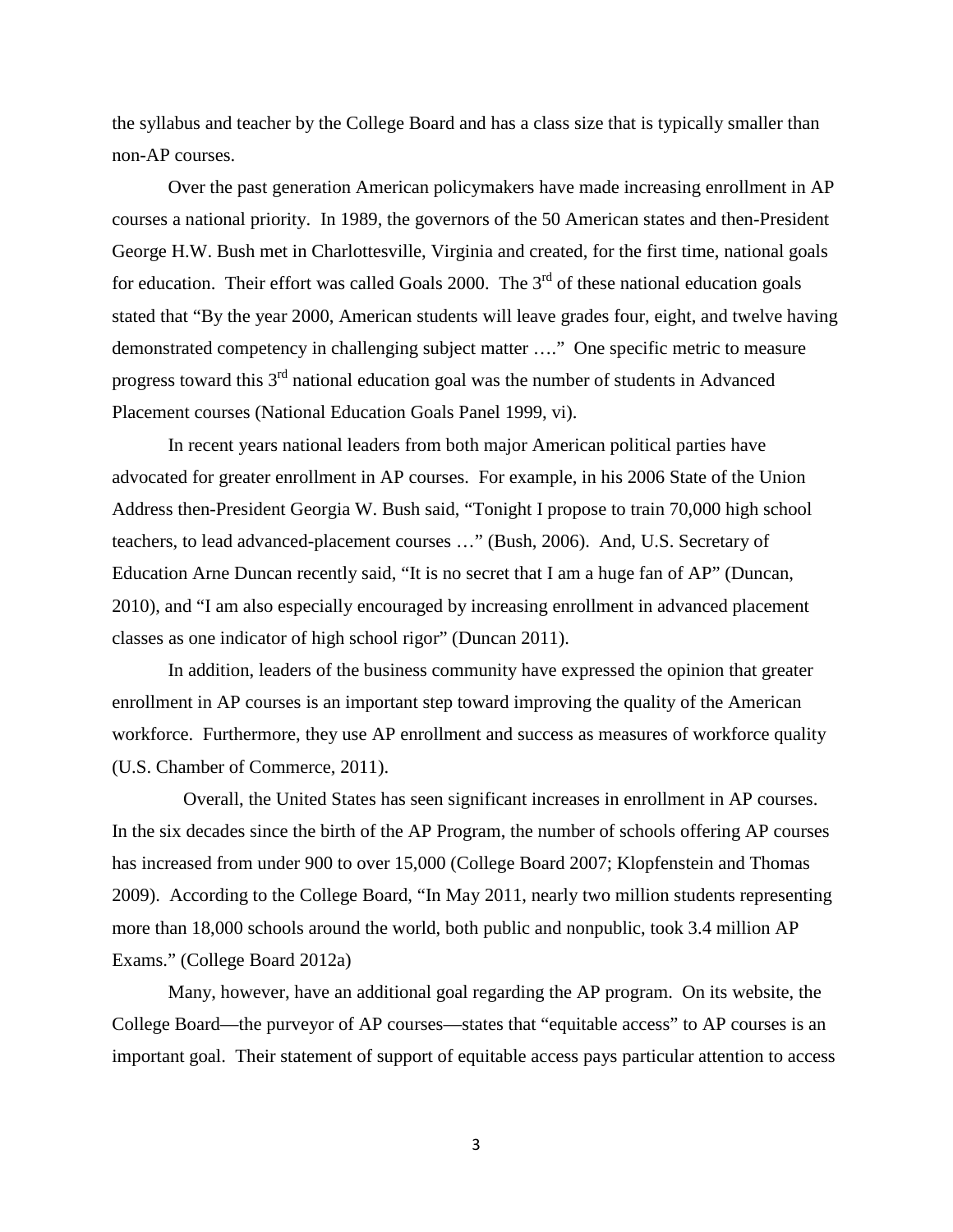the syllabus and teacher by the College Board and has a class size that is typically smaller than non-AP courses.

Over the past generation American policymakers have made increasing enrollment in AP courses a national priority. In 1989, the governors of the 50 American states and then-President George H.W. Bush met in Charlottesville, Virginia and created, for the first time, national goals for education. Their effort was called Goals 2000. The 3rd of these national education goals stated that "By the year 2000, American students will leave grades four, eight, and twelve having demonstrated competency in challenging subject matter …." One specific metric to measure progress toward this 3rd national education goal was the number of students in Advanced Placement courses (National Education Goals Panel 1999, vi).

In recent years national leaders from both major American political parties have advocated for greater enrollment in AP courses. For example, in his 2006 State of the Union Address then-President Georgia W. Bush said, "Tonight I propose to train 70,000 high school teachers, to lead advanced-placement courses …" (Bush, 2006). And, U.S. Secretary of Education Arne Duncan recently said, "It is no secret that I am a huge fan of AP" (Duncan, 2010), and "I am also especially encouraged by increasing enrollment in advanced placement classes as one indicator of high school rigor" (Duncan 2011).

In addition, leaders of the business community have expressed the opinion that greater enrollment in AP courses is an important step toward improving the quality of the American workforce. Furthermore, they use AP enrollment and success as measures of workforce quality (U.S. Chamber of Commerce, 2011).

Overall, the United States has seen significant increases in enrollment in AP courses. In the six decades since the birth of the AP Program, the number of schools offering AP courses has increased from under 900 to over 15,000 (College Board 2007; Klopfenstein and Thomas 2009). According to the College Board, "In May 2011, nearly two million students representing more than 18,000 schools around the world, both public and nonpublic, took 3.4 million AP Exams." (College Board 2012a)

Many, however, have an additional goal regarding the AP program. On its website, the College Board—the purveyor of AP courses—states that "equitable access" to AP courses is an important goal. Their statement of support of equitable access pays particular attention to access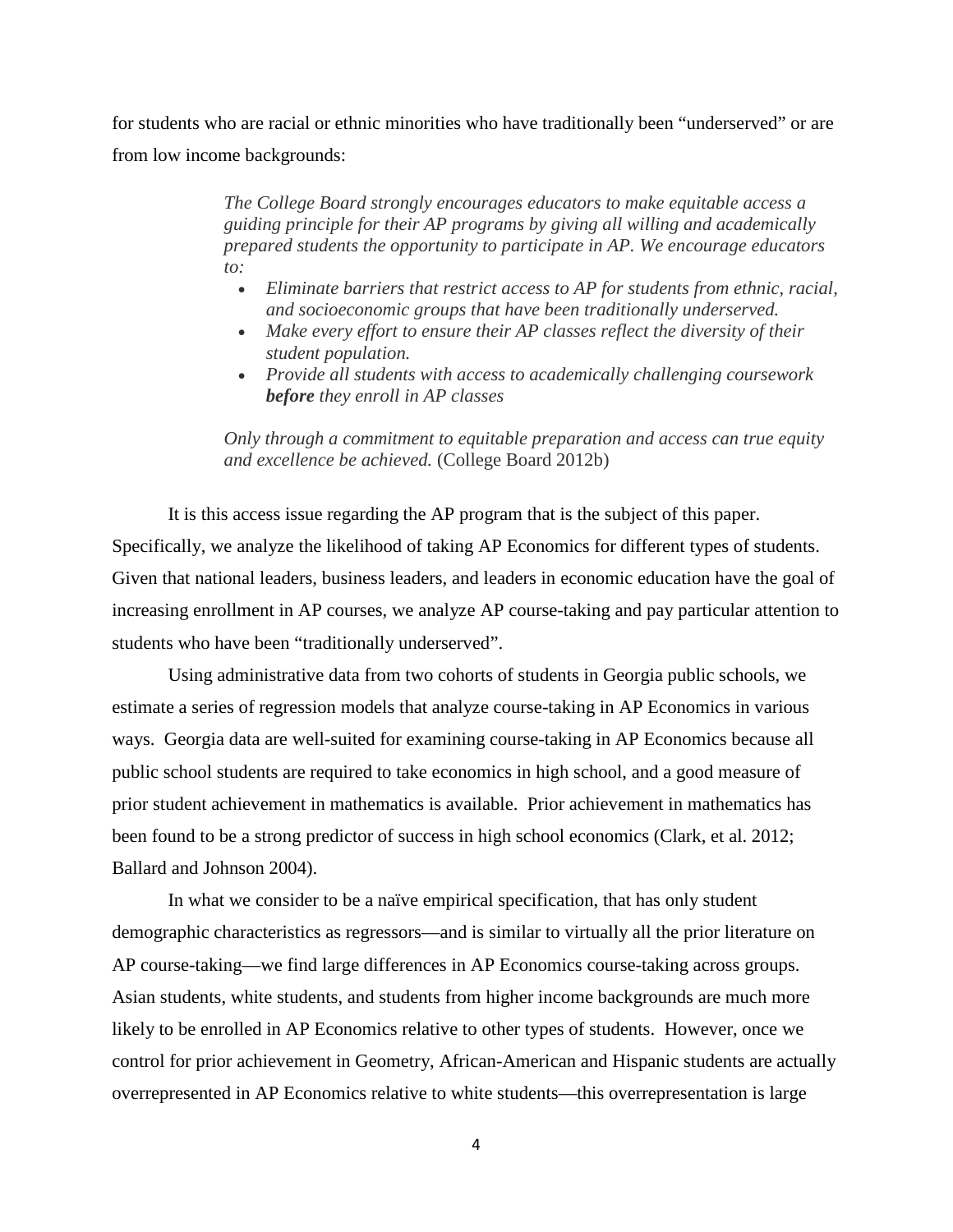for students who are racial or ethnic minorities who have traditionally been "underserved" or are from low income backgrounds:

> *The College Board strongly encourages educators to make equitable access a guiding principle for their AP programs by giving all willing and academically prepared students the opportunity to participate in AP. We encourage educators to:*
>
> - *Eliminate barriers that restrict access to AP for students from ethnic, racial, and socioeconomic groups that have been traditionally underserved.*
> - *Make every effort to ensure their AP classes reflect the diversity of their student population.*
> - *Provide all students with access to academically challenging coursework **before** they enroll in AP classes*
>
> *Only through a commitment to equitable preparation and access can true equity and excellence be achieved.* (College Board 2012b)

It is this access issue regarding the AP program that is the subject of this paper. Specifically, we analyze the likelihood of taking AP Economics for different types of students. Given that national leaders, business leaders, and leaders in economic education have the goal of increasing enrollment in AP courses, we analyze AP course-taking and pay particular attention to students who have been "traditionally underserved".

Using administrative data from two cohorts of students in Georgia public schools, we estimate a series of regression models that analyze course-taking in AP Economics in various ways. Georgia data are well-suited for examining course-taking in AP Economics because all public school students are required to take economics in high school, and a good measure of prior student achievement in mathematics is available. Prior achievement in mathematics has been found to be a strong predictor of success in high school economics (Clark, et al. 2012; Ballard and Johnson 2004).

In what we consider to be a naïve empirical specification, that has only student demographic characteristics as regressors—and is similar to virtually all the prior literature on AP course-taking—we find large differences in AP Economics course-taking across groups. Asian students, white students, and students from higher income backgrounds are much more likely to be enrolled in AP Economics relative to other types of students. However, once we control for prior achievement in Geometry, African-American and Hispanic students are actually overrepresented in AP Economics relative to white students—this overrepresentation is large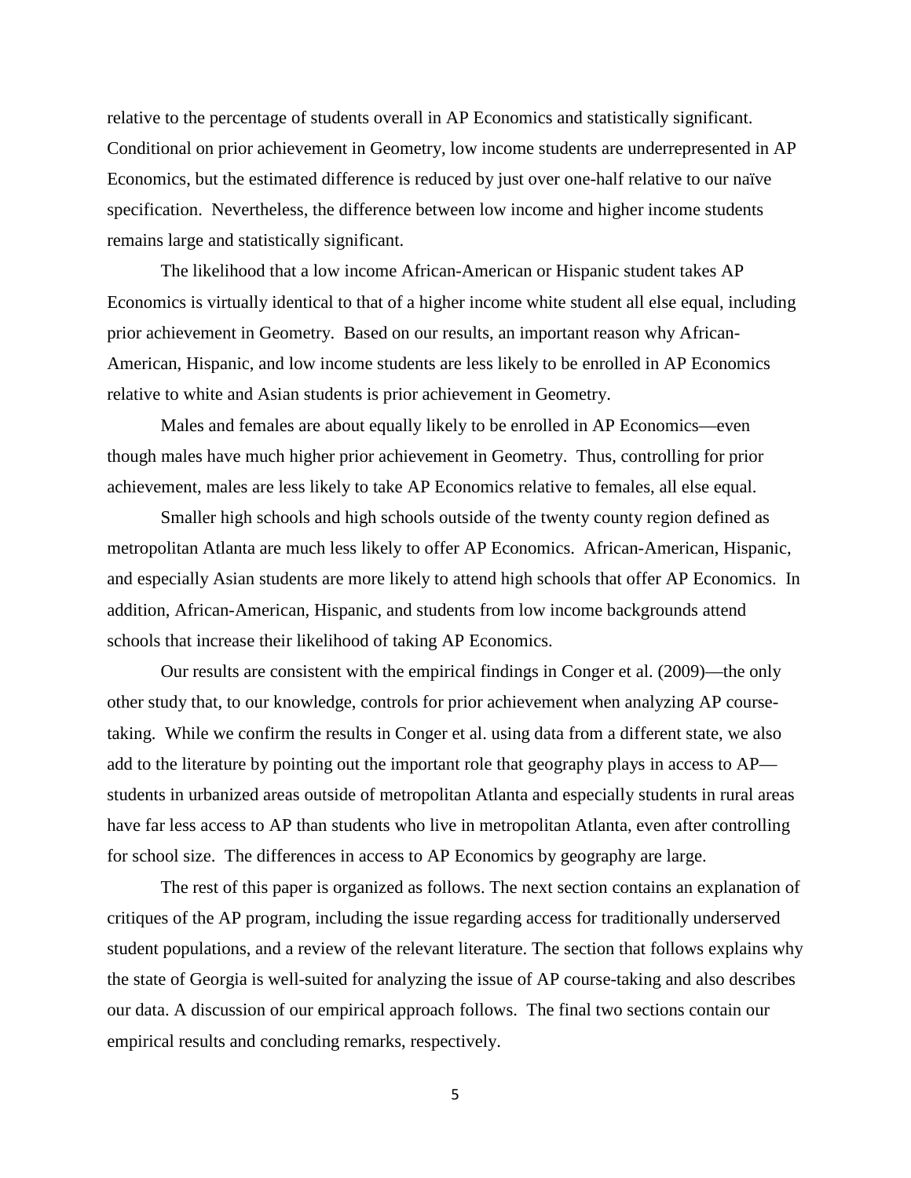relative to the percentage of students overall in AP Economics and statistically significant. Conditional on prior achievement in Geometry, low income students are underrepresented in AP Economics, but the estimated difference is reduced by just over one-half relative to our naïve specification. Nevertheless, the difference between low income and higher income students remains large and statistically significant.

The likelihood that a low income African-American or Hispanic student takes AP Economics is virtually identical to that of a higher income white student all else equal, including prior achievement in Geometry. Based on our results, an important reason why African-American, Hispanic, and low income students are less likely to be enrolled in AP Economics relative to white and Asian students is prior achievement in Geometry.

Males and females are about equally likely to be enrolled in AP Economics—even though males have much higher prior achievement in Geometry. Thus, controlling for prior achievement, males are less likely to take AP Economics relative to females, all else equal.

Smaller high schools and high schools outside of the twenty county region defined as metropolitan Atlanta are much less likely to offer AP Economics. African-American, Hispanic, and especially Asian students are more likely to attend high schools that offer AP Economics. In addition, African-American, Hispanic, and students from low income backgrounds attend schools that increase their likelihood of taking AP Economics.

Our results are consistent with the empirical findings in Conger et al. (2009)—the only other study that, to our knowledge, controls for prior achievement when analyzing AP course-taking. While we confirm the results in Conger et al. using data from a different state, we also add to the literature by pointing out the important role that geography plays in access to AP—students in urbanized areas outside of metropolitan Atlanta and especially students in rural areas have far less access to AP than students who live in metropolitan Atlanta, even after controlling for school size. The differences in access to AP Economics by geography are large.

The rest of this paper is organized as follows. The next section contains an explanation of critiques of the AP program, including the issue regarding access for traditionally underserved student populations, and a review of the relevant literature. The section that follows explains why the state of Georgia is well-suited for analyzing the issue of AP course-taking and also describes our data. A discussion of our empirical approach follows. The final two sections contain our empirical results and concluding remarks, respectively.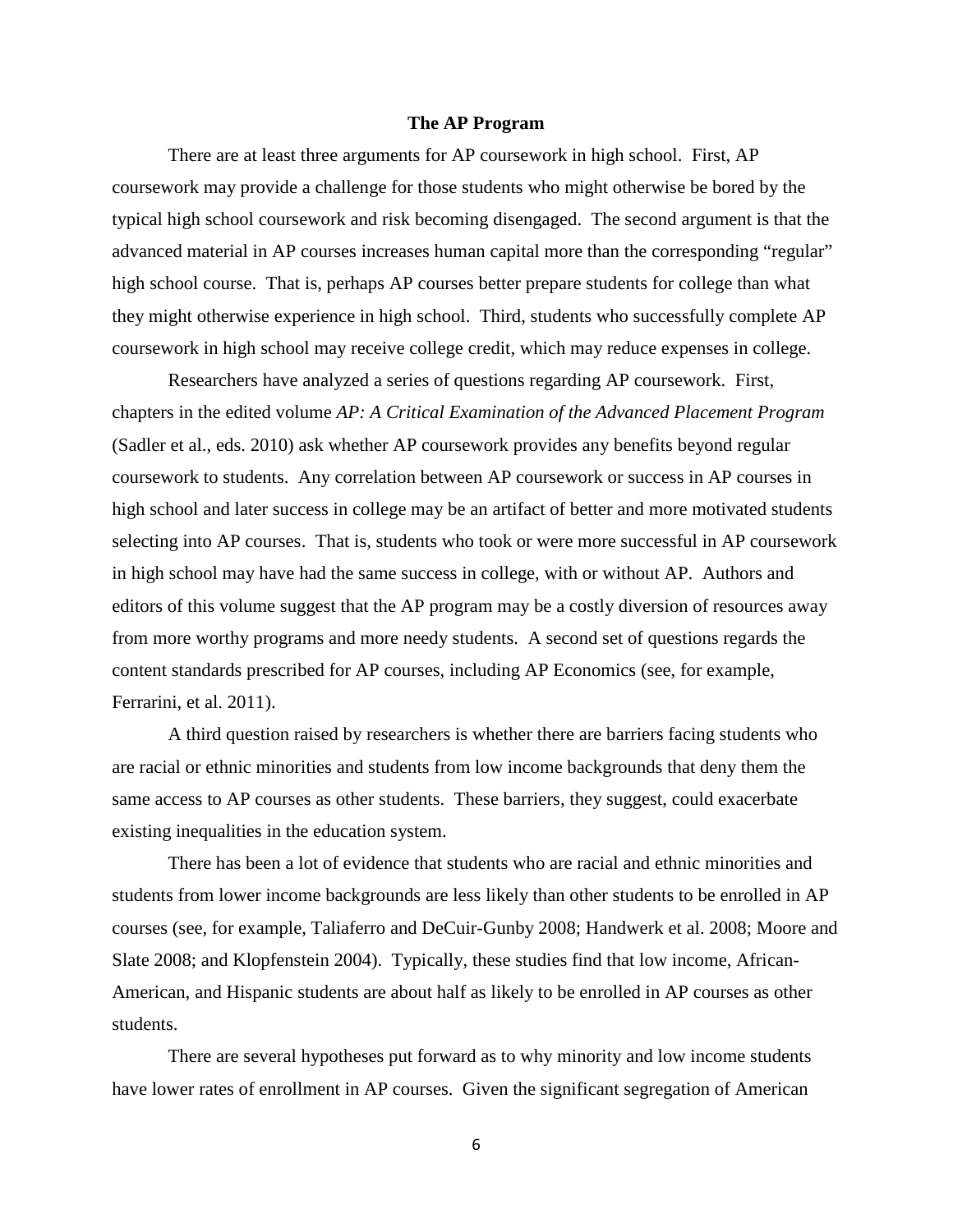## The AP Program

There are at least three arguments for AP coursework in high school. First, AP coursework may provide a challenge for those students who might otherwise be bored by the typical high school coursework and risk becoming disengaged. The second argument is that the advanced material in AP courses increases human capital more than the corresponding "regular" high school course. That is, perhaps AP courses better prepare students for college than what they might otherwise experience in high school. Third, students who successfully complete AP coursework in high school may receive college credit, which may reduce expenses in college.

Researchers have analyzed a series of questions regarding AP coursework. First, chapters in the edited volume *AP: A Critical Examination of the Advanced Placement Program* (Sadler et al., eds. 2010) ask whether AP coursework provides any benefits beyond regular coursework to students. Any correlation between AP coursework or success in AP courses in high school and later success in college may be an artifact of better and more motivated students selecting into AP courses. That is, students who took or were more successful in AP coursework in high school may have had the same success in college, with or without AP. Authors and editors of this volume suggest that the AP program may be a costly diversion of resources away from more worthy programs and more needy students. A second set of questions regards the content standards prescribed for AP courses, including AP Economics (see, for example, Ferrarini, et al. 2011).

A third question raised by researchers is whether there are barriers facing students who are racial or ethnic minorities and students from low income backgrounds that deny them the same access to AP courses as other students. These barriers, they suggest, could exacerbate existing inequalities in the education system.

There has been a lot of evidence that students who are racial and ethnic minorities and students from lower income backgrounds are less likely than other students to be enrolled in AP courses (see, for example, Taliaferro and DeCuir-Gunby 2008; Handwerk et al. 2008; Moore and Slate 2008; and Klopfenstein 2004). Typically, these studies find that low income, African-American, and Hispanic students are about half as likely to be enrolled in AP courses as other students.

There are several hypotheses put forward as to why minority and low income students have lower rates of enrollment in AP courses. Given the significant segregation of American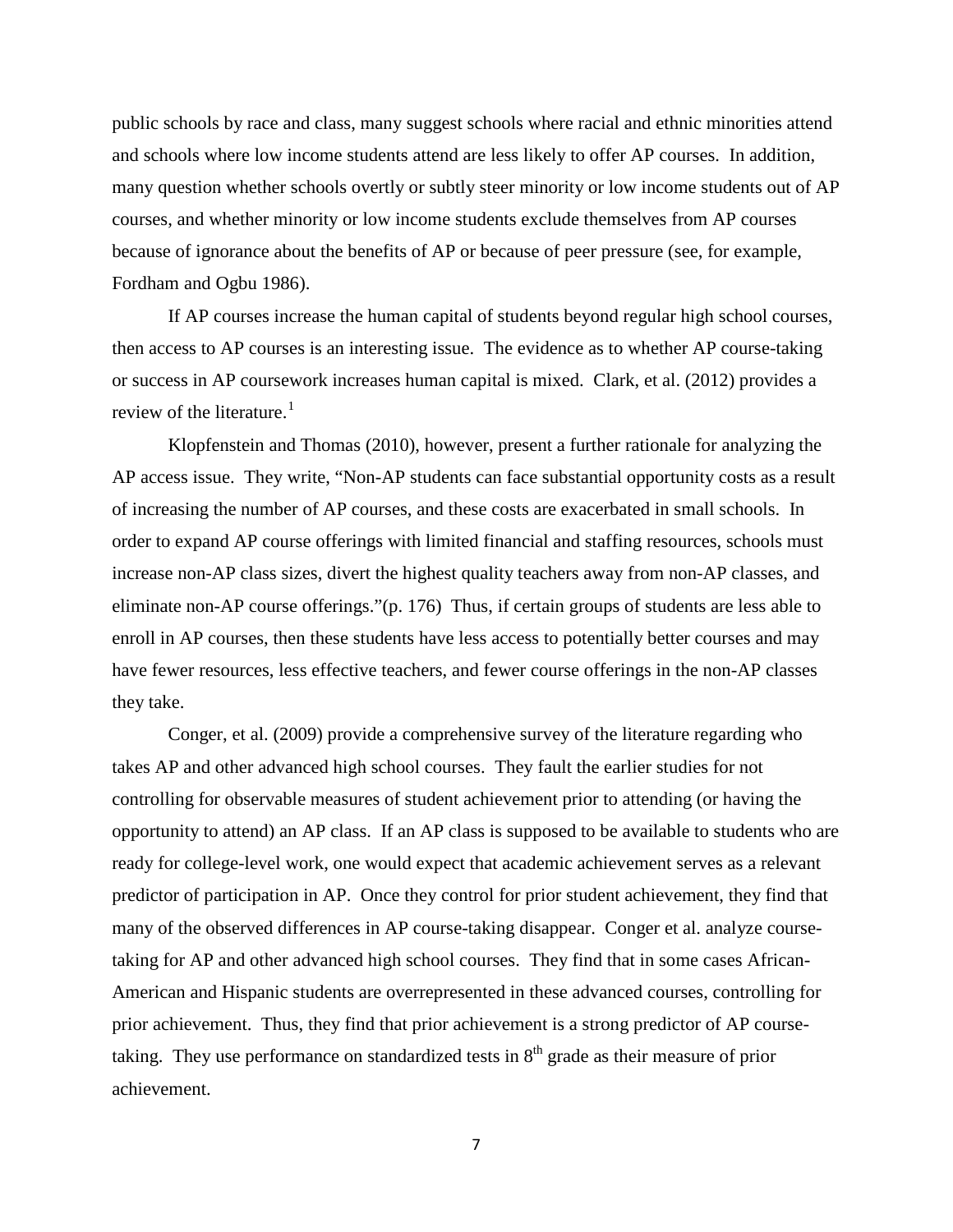public schools by race and class, many suggest schools where racial and ethnic minorities attend and schools where low income students attend are less likely to offer AP courses. In addition, many question whether schools overtly or subtly steer minority or low income students out of AP courses, and whether minority or low income students exclude themselves from AP courses because of ignorance about the benefits of AP or because of peer pressure (see, for example, Fordham and Ogbu 1986).

If AP courses increase the human capital of students beyond regular high school courses, then access to AP courses is an interesting issue. The evidence as to whether AP course-taking or success in AP coursework increases human capital is mixed. Clark, et al. (2012) provides a review of the literature.[1]

Klopfenstein and Thomas (2010), however, present a further rationale for analyzing the AP access issue. They write, "Non-AP students can face substantial opportunity costs as a result of increasing the number of AP courses, and these costs are exacerbated in small schools. In order to expand AP course offerings with limited financial and staffing resources, schools must increase non-AP class sizes, divert the highest quality teachers away from non-AP classes, and eliminate non-AP course offerings."(p. 176) Thus, if certain groups of students are less able to enroll in AP courses, then these students have less access to potentially better courses and may have fewer resources, less effective teachers, and fewer course offerings in the non-AP classes they take.

Conger, et al. (2009) provide a comprehensive survey of the literature regarding who takes AP and other advanced high school courses. They fault the earlier studies for not controlling for observable measures of student achievement prior to attending (or having the opportunity to attend) an AP class. If an AP class is supposed to be available to students who are ready for college-level work, one would expect that academic achievement serves as a relevant predictor of participation in AP. Once they control for prior student achievement, they find that many of the observed differences in AP course-taking disappear. Conger et al. analyze course-taking for AP and other advanced high school courses. They find that in some cases African-American and Hispanic students are overrepresented in these advanced courses, controlling for prior achievement. Thus, they find that prior achievement is a strong predictor of AP course-taking. They use performance on standardized tests in 8th grade as their measure of prior achievement.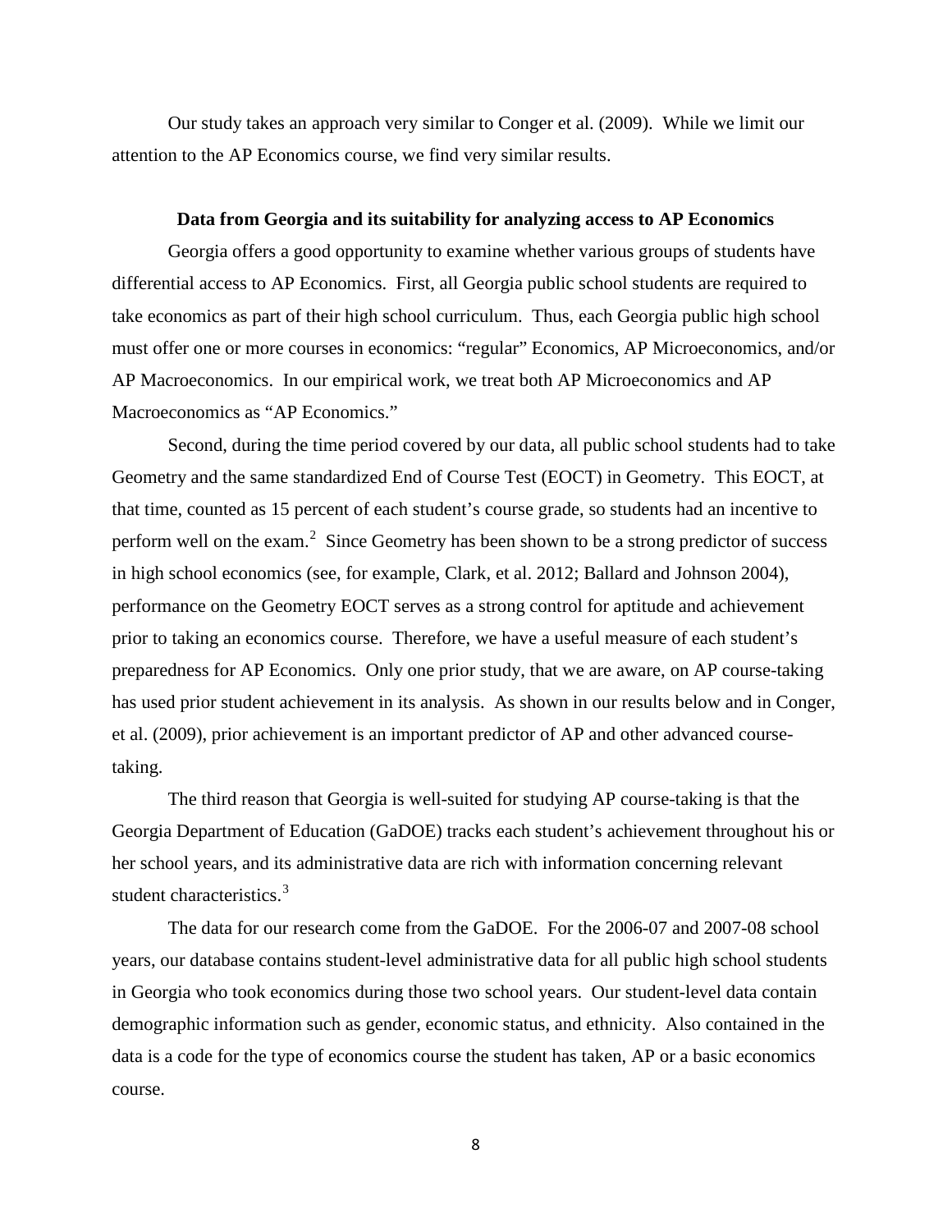Our study takes an approach very similar to Conger et al. (2009). While we limit our attention to the AP Economics course, we find very similar results.

## Data from Georgia and its suitability for analyzing access to AP Economics

Georgia offers a good opportunity to examine whether various groups of students have differential access to AP Economics. First, all Georgia public school students are required to take economics as part of their high school curriculum. Thus, each Georgia public high school must offer one or more courses in economics: "regular" Economics, AP Microeconomics, and/or AP Macroeconomics. In our empirical work, we treat both AP Microeconomics and AP Macroeconomics as "AP Economics."

Second, during the time period covered by our data, all public school students had to take Geometry and the same standardized End of Course Test (EOCT) in Geometry. This EOCT, at that time, counted as 15 percent of each student's course grade, so students had an incentive to perform well on the exam.[2] Since Geometry has been shown to be a strong predictor of success in high school economics (see, for example, Clark, et al. 2012; Ballard and Johnson 2004), performance on the Geometry EOCT serves as a strong control for aptitude and achievement prior to taking an economics course. Therefore, we have a useful measure of each student's preparedness for AP Economics. Only one prior study, that we are aware, on AP course-taking has used prior student achievement in its analysis. As shown in our results below and in Conger, et al. (2009), prior achievement is an important predictor of AP and other advanced course-taking.

The third reason that Georgia is well-suited for studying AP course-taking is that the Georgia Department of Education (GaDOE) tracks each student's achievement throughout his or her school years, and its administrative data are rich with information concerning relevant student characteristics.[3]

The data for our research come from the GaDOE. For the 2006-07 and 2007-08 school years, our database contains student-level administrative data for all public high school students in Georgia who took economics during those two school years. Our student-level data contain demographic information such as gender, economic status, and ethnicity. Also contained in the data is a code for the type of economics course the student has taken, AP or a basic economics course.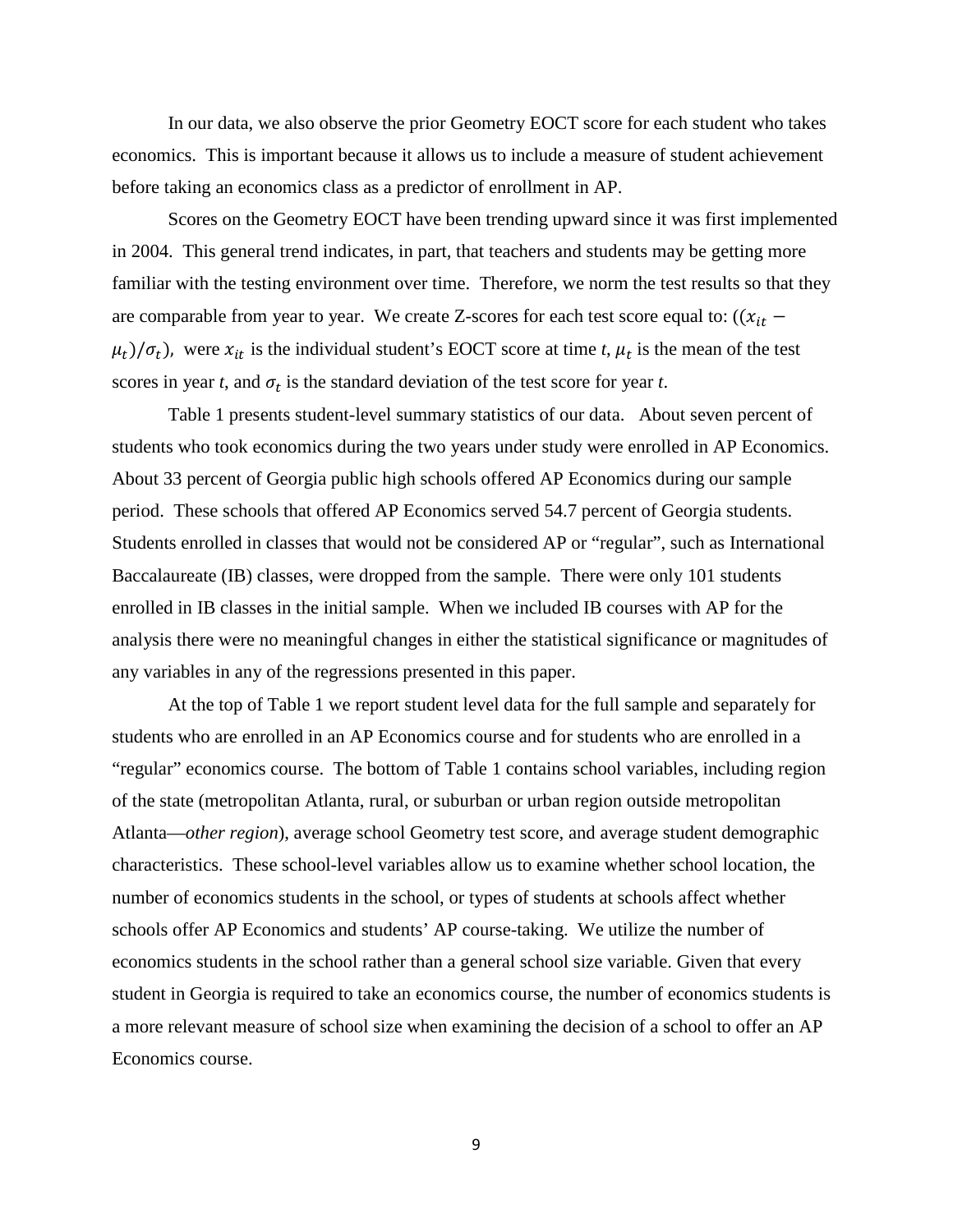In our data, we also observe the prior Geometry EOCT score for each student who takes economics. This is important because it allows us to include a measure of student achievement before taking an economics class as a predictor of enrollment in AP.

Scores on the Geometry EOCT have been trending upward since it was first implemented in 2004. This general trend indicates, in part, that teachers and students may be getting more familiar with the testing environment over time. Therefore, we norm the test results so that they are comparable from year to year. We create Z-scores for each test score equal to: $((x_{it} - \mu_t)/\sigma_t)$, were $x_{it}$ is the individual student's EOCT score at time *t*, $\mu_t$ is the mean of the test scores in year *t*, and $\sigma_t$ is the standard deviation of the test score for year *t*.

Table 1 presents student-level summary statistics of our data. About seven percent of students who took economics during the two years under study were enrolled in AP Economics. About 33 percent of Georgia public high schools offered AP Economics during our sample period. These schools that offered AP Economics served 54.7 percent of Georgia students. Students enrolled in classes that would not be considered AP or "regular", such as International Baccalaureate (IB) classes, were dropped from the sample. There were only 101 students enrolled in IB classes in the initial sample. When we included IB courses with AP for the analysis there were no meaningful changes in either the statistical significance or magnitudes of any variables in any of the regressions presented in this paper.

At the top of Table 1 we report student level data for the full sample and separately for students who are enrolled in an AP Economics course and for students who are enrolled in a "regular" economics course. The bottom of Table 1 contains school variables, including region of the state (metropolitan Atlanta, rural, or suburban or urban region outside metropolitan Atlanta—*other region*), average school Geometry test score, and average student demographic characteristics. These school-level variables allow us to examine whether school location, the number of economics students in the school, or types of students at schools affect whether schools offer AP Economics and students' AP course-taking. We utilize the number of economics students in the school rather than a general school size variable. Given that every student in Georgia is required to take an economics course, the number of economics students is a more relevant measure of school size when examining the decision of a school to offer an AP Economics course.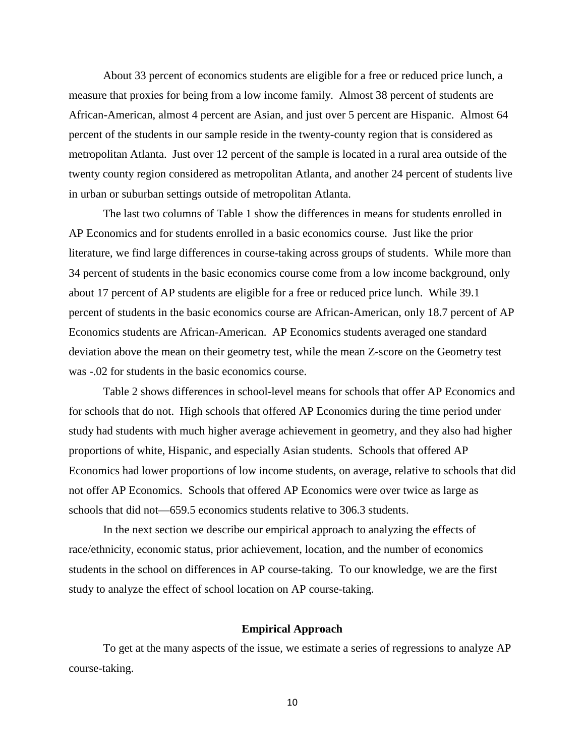About 33 percent of economics students are eligible for a free or reduced price lunch, a measure that proxies for being from a low income family. Almost 38 percent of students are African-American, almost 4 percent are Asian, and just over 5 percent are Hispanic. Almost 64 percent of the students in our sample reside in the twenty-county region that is considered as metropolitan Atlanta. Just over 12 percent of the sample is located in a rural area outside of the twenty county region considered as metropolitan Atlanta, and another 24 percent of students live in urban or suburban settings outside of metropolitan Atlanta.

The last two columns of Table 1 show the differences in means for students enrolled in AP Economics and for students enrolled in a basic economics course. Just like the prior literature, we find large differences in course-taking across groups of students. While more than 34 percent of students in the basic economics course come from a low income background, only about 17 percent of AP students are eligible for a free or reduced price lunch. While 39.1 percent of students in the basic economics course are African-American, only 18.7 percent of AP Economics students are African-American. AP Economics students averaged one standard deviation above the mean on their geometry test, while the mean Z-score on the Geometry test was -.02 for students in the basic economics course.

Table 2 shows differences in school-level means for schools that offer AP Economics and for schools that do not. High schools that offered AP Economics during the time period under study had students with much higher average achievement in geometry, and they also had higher proportions of white, Hispanic, and especially Asian students. Schools that offered AP Economics had lower proportions of low income students, on average, relative to schools that did not offer AP Economics. Schools that offered AP Economics were over twice as large as schools that did not—659.5 economics students relative to 306.3 students.

In the next section we describe our empirical approach to analyzing the effects of race/ethnicity, economic status, prior achievement, location, and the number of economics students in the school on differences in AP course-taking. To our knowledge, we are the first study to analyze the effect of school location on AP course-taking.

## Empirical Approach

To get at the many aspects of the issue, we estimate a series of regressions to analyze AP course-taking.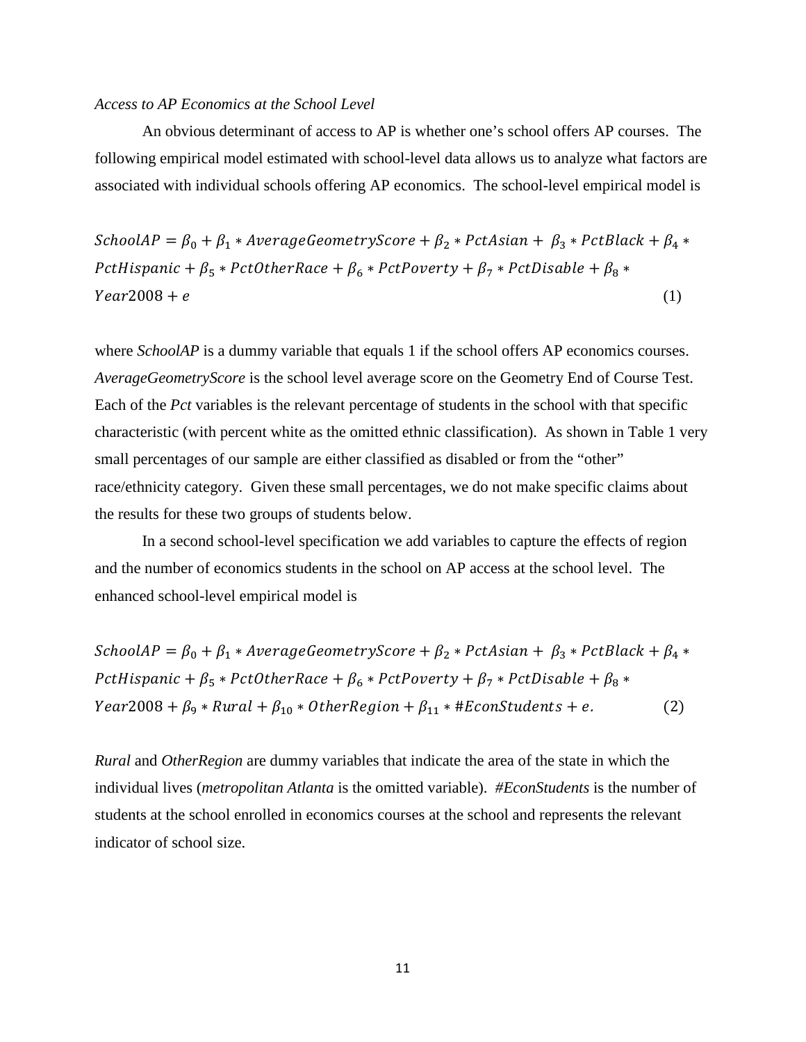*Access to AP Economics at the School Level*

An obvious determinant of access to AP is whether one's school offers AP courses. The following empirical model estimated with school-level data allows us to analyze what factors are associated with individual schools offering AP economics. The school-level empirical model is

$$SchoolAP = \beta_0 + \beta_1 * AverageGeometryScore + \beta_2 * PctAsian + \beta_3 * PctBlack + \beta_4 * PctHispanic + \beta_5 * PctOtherRace + \beta_6 * PctPoverty + \beta_7 * PctDisable + \beta_8 * Year2008 + e \qquad (1)$$

where *SchoolAP* is a dummy variable that equals 1 if the school offers AP economics courses. *AverageGeometryScore* is the school level average score on the Geometry End of Course Test. Each of the *Pct* variables is the relevant percentage of students in the school with that specific characteristic (with percent white as the omitted ethnic classification). As shown in Table 1 very small percentages of our sample are either classified as disabled or from the "other" race/ethnicity category. Given these small percentages, we do not make specific claims about the results for these two groups of students below.

In a second school-level specification we add variables to capture the effects of region and the number of economics students in the school on AP access at the school level. The enhanced school-level empirical model is

$$SchoolAP = \beta_0 + \beta_1 * AverageGeometryScore + \beta_2 * PctAsian + \beta_3 * PctBlack + \beta_4 * PctHispanic + \beta_5 * PctOtherRace + \beta_6 * PctPoverty + \beta_7 * PctDisable + \beta_8 * Year2008 + \beta_9 * Rural + \beta_{10} * OtherRegion + \beta_{11} * \#EconStudents + e. \qquad (2)$$

*Rural* and *OtherRegion* are dummy variables that indicate the area of the state in which the individual lives (*metropolitan Atlanta* is the omitted variable). *#EconStudents* is the number of students at the school enrolled in economics courses at the school and represents the relevant indicator of school size.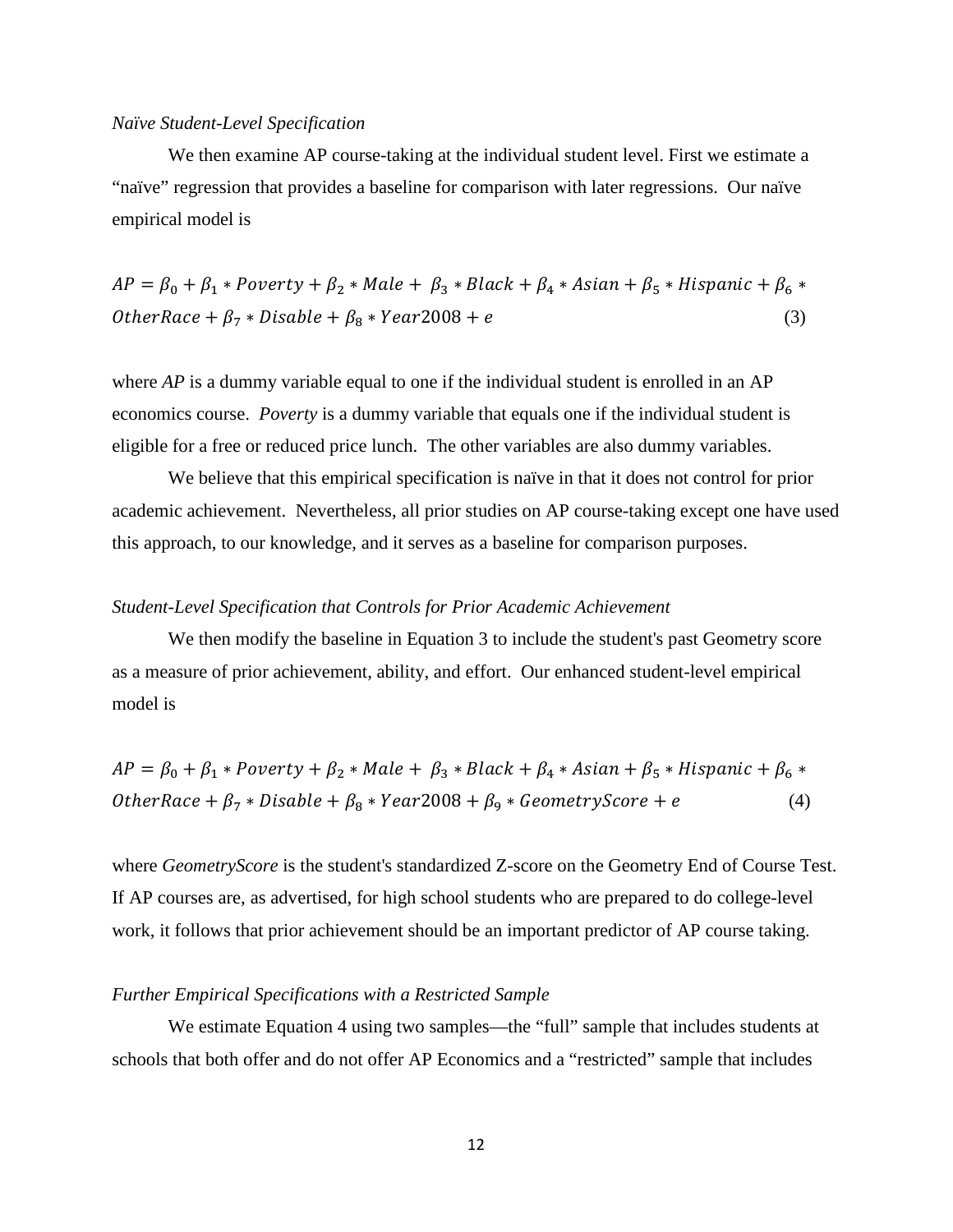*Naïve Student-Level Specification*

We then examine AP course-taking at the individual student level. First we estimate a "naïve" regression that provides a baseline for comparison with later regressions. Our naïve empirical model is

$$AP = \beta_0 + \beta_1 * Poverty + \beta_2 * Male + \beta_3 * Black + \beta_4 * Asian + \beta_5 * Hispanic + \beta_6 * OtherRace + \beta_7 * Disable + \beta_8 * Year2008 + e \qquad (3)$$

where *AP* is a dummy variable equal to one if the individual student is enrolled in an AP economics course. *Poverty* is a dummy variable that equals one if the individual student is eligible for a free or reduced price lunch. The other variables are also dummy variables.

We believe that this empirical specification is naïve in that it does not control for prior academic achievement. Nevertheless, all prior studies on AP course-taking except one have used this approach, to our knowledge, and it serves as a baseline for comparison purposes.

*Student-Level Specification that Controls for Prior Academic Achievement*

We then modify the baseline in Equation 3 to include the student's past Geometry score as a measure of prior achievement, ability, and effort. Our enhanced student-level empirical model is

$$AP = \beta_0 + \beta_1 * Poverty + \beta_2 * Male + \beta_3 * Black + \beta_4 * Asian + \beta_5 * Hispanic + \beta_6 * OtherRace + \beta_7 * Disable + \beta_8 * Year2008 + \beta_9 * GeometryScore + e \qquad (4)$$

where *GeometryScore* is the student's standardized Z-score on the Geometry End of Course Test. If AP courses are, as advertised, for high school students who are prepared to do college-level work, it follows that prior achievement should be an important predictor of AP course taking.

*Further Empirical Specifications with a Restricted Sample*

We estimate Equation 4 using two samples—the "full" sample that includes students at schools that both offer and do not offer AP Economics and a "restricted" sample that includes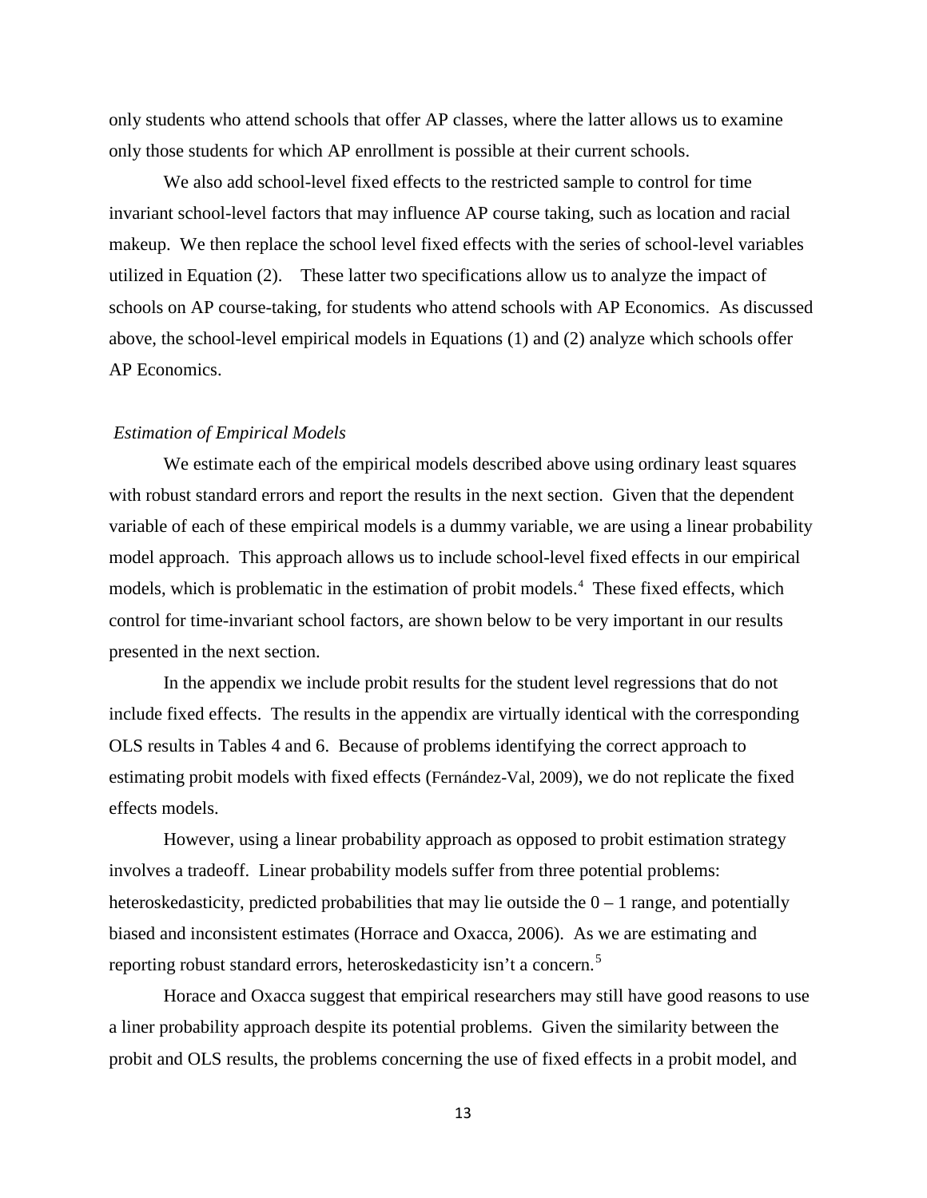only students who attend schools that offer AP classes, where the latter allows us to examine only those students for which AP enrollment is possible at their current schools.

We also add school-level fixed effects to the restricted sample to control for time invariant school-level factors that may influence AP course taking, such as location and racial makeup. We then replace the school level fixed effects with the series of school-level variables utilized in Equation (2). These latter two specifications allow us to analyze the impact of schools on AP course-taking, for students who attend schools with AP Economics. As discussed above, the school-level empirical models in Equations (1) and (2) analyze which schools offer AP Economics.

### *Estimation of Empirical Models*

We estimate each of the empirical models described above using ordinary least squares with robust standard errors and report the results in the next section. Given that the dependent variable of each of these empirical models is a dummy variable, we are using a linear probability model approach. This approach allows us to include school-level fixed effects in our empirical models, which is problematic in the estimation of probit models.[4] These fixed effects, which control for time-invariant school factors, are shown below to be very important in our results presented in the next section.

In the appendix we include probit results for the student level regressions that do not include fixed effects. The results in the appendix are virtually identical with the corresponding OLS results in Tables 4 and 6. Because of problems identifying the correct approach to estimating probit models with fixed effects (Fernández-Val, 2009), we do not replicate the fixed effects models.

However, using a linear probability approach as opposed to probit estimation strategy involves a tradeoff. Linear probability models suffer from three potential problems: heteroskedasticity, predicted probabilities that may lie outside the 0 – 1 range, and potentially biased and inconsistent estimates (Horrace and Oxacca, 2006). As we are estimating and reporting robust standard errors, heteroskedasticity isn't a concern.[5]

Horace and Oxacca suggest that empirical researchers may still have good reasons to use a liner probability approach despite its potential problems. Given the similarity between the probit and OLS results, the problems concerning the use of fixed effects in a probit model, and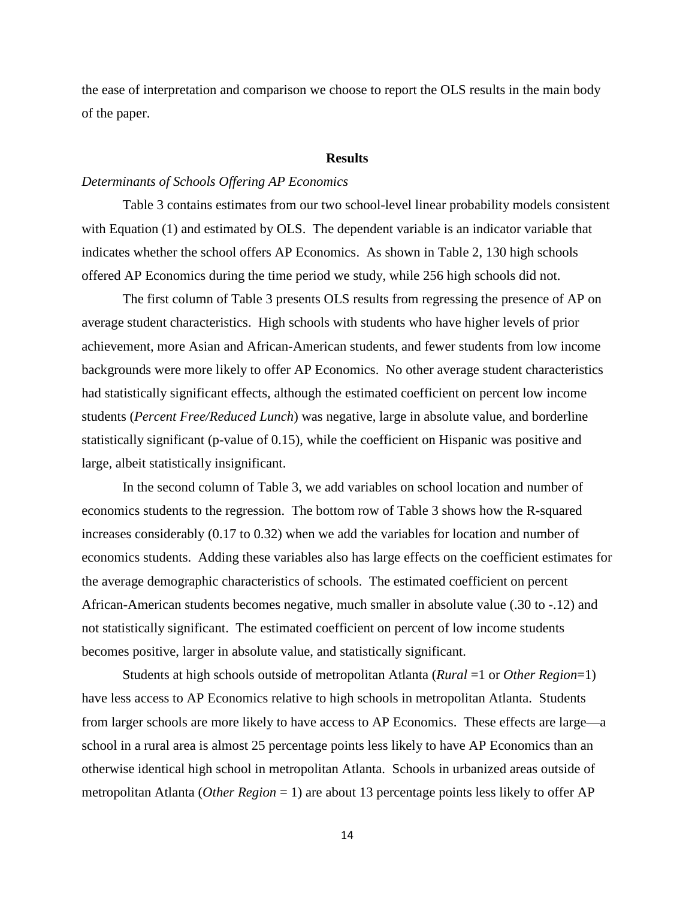the ease of interpretation and comparison we choose to report the OLS results in the main body of the paper.

## Results

### *Determinants of Schools Offering AP Economics*

Table 3 contains estimates from our two school-level linear probability models consistent with Equation (1) and estimated by OLS. The dependent variable is an indicator variable that indicates whether the school offers AP Economics. As shown in Table 2, 130 high schools offered AP Economics during the time period we study, while 256 high schools did not.

The first column of Table 3 presents OLS results from regressing the presence of AP on average student characteristics. High schools with students who have higher levels of prior achievement, more Asian and African-American students, and fewer students from low income backgrounds were more likely to offer AP Economics. No other average student characteristics had statistically significant effects, although the estimated coefficient on percent low income students (*Percent Free/Reduced Lunch*) was negative, large in absolute value, and borderline statistically significant (p-value of 0.15), while the coefficient on Hispanic was positive and large, albeit statistically insignificant.

In the second column of Table 3, we add variables on school location and number of economics students to the regression. The bottom row of Table 3 shows how the R-squared increases considerably (0.17 to 0.32) when we add the variables for location and number of economics students. Adding these variables also has large effects on the coefficient estimates for the average demographic characteristics of schools. The estimated coefficient on percent African-American students becomes negative, much smaller in absolute value (.30 to -.12) and not statistically significant. The estimated coefficient on percent of low income students becomes positive, larger in absolute value, and statistically significant.

Students at high schools outside of metropolitan Atlanta (*Rural* =1 or *Other Region*=1) have less access to AP Economics relative to high schools in metropolitan Atlanta. Students from larger schools are more likely to have access to AP Economics. These effects are large—a school in a rural area is almost 25 percentage points less likely to have AP Economics than an otherwise identical high school in metropolitan Atlanta. Schools in urbanized areas outside of metropolitan Atlanta (*Other Region* = 1) are about 13 percentage points less likely to offer AP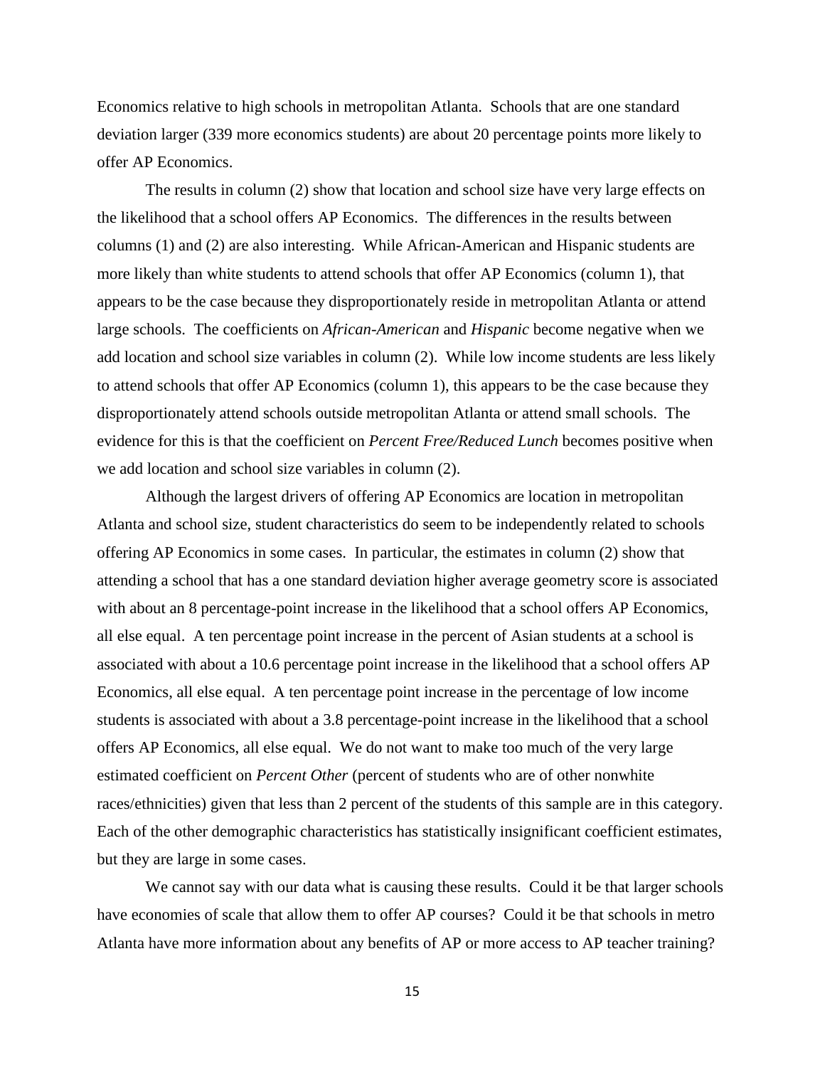Economics relative to high schools in metropolitan Atlanta. Schools that are one standard deviation larger (339 more economics students) are about 20 percentage points more likely to offer AP Economics.

The results in column (2) show that location and school size have very large effects on the likelihood that a school offers AP Economics. The differences in the results between columns (1) and (2) are also interesting. While African-American and Hispanic students are more likely than white students to attend schools that offer AP Economics (column 1), that appears to be the case because they disproportionately reside in metropolitan Atlanta or attend large schools. The coefficients on *African-American* and *Hispanic* become negative when we add location and school size variables in column (2). While low income students are less likely to attend schools that offer AP Economics (column 1), this appears to be the case because they disproportionately attend schools outside metropolitan Atlanta or attend small schools. The evidence for this is that the coefficient on *Percent Free/Reduced Lunch* becomes positive when we add location and school size variables in column (2).

Although the largest drivers of offering AP Economics are location in metropolitan Atlanta and school size, student characteristics do seem to be independently related to schools offering AP Economics in some cases. In particular, the estimates in column (2) show that attending a school that has a one standard deviation higher average geometry score is associated with about an 8 percentage-point increase in the likelihood that a school offers AP Economics, all else equal. A ten percentage point increase in the percent of Asian students at a school is associated with about a 10.6 percentage point increase in the likelihood that a school offers AP Economics, all else equal. A ten percentage point increase in the percentage of low income students is associated with about a 3.8 percentage-point increase in the likelihood that a school offers AP Economics, all else equal. We do not want to make too much of the very large estimated coefficient on *Percent Other* (percent of students who are of other nonwhite races/ethnicities) given that less than 2 percent of the students of this sample are in this category. Each of the other demographic characteristics has statistically insignificant coefficient estimates, but they are large in some cases.

We cannot say with our data what is causing these results. Could it be that larger schools have economies of scale that allow them to offer AP courses? Could it be that schools in metro Atlanta have more information about any benefits of AP or more access to AP teacher training?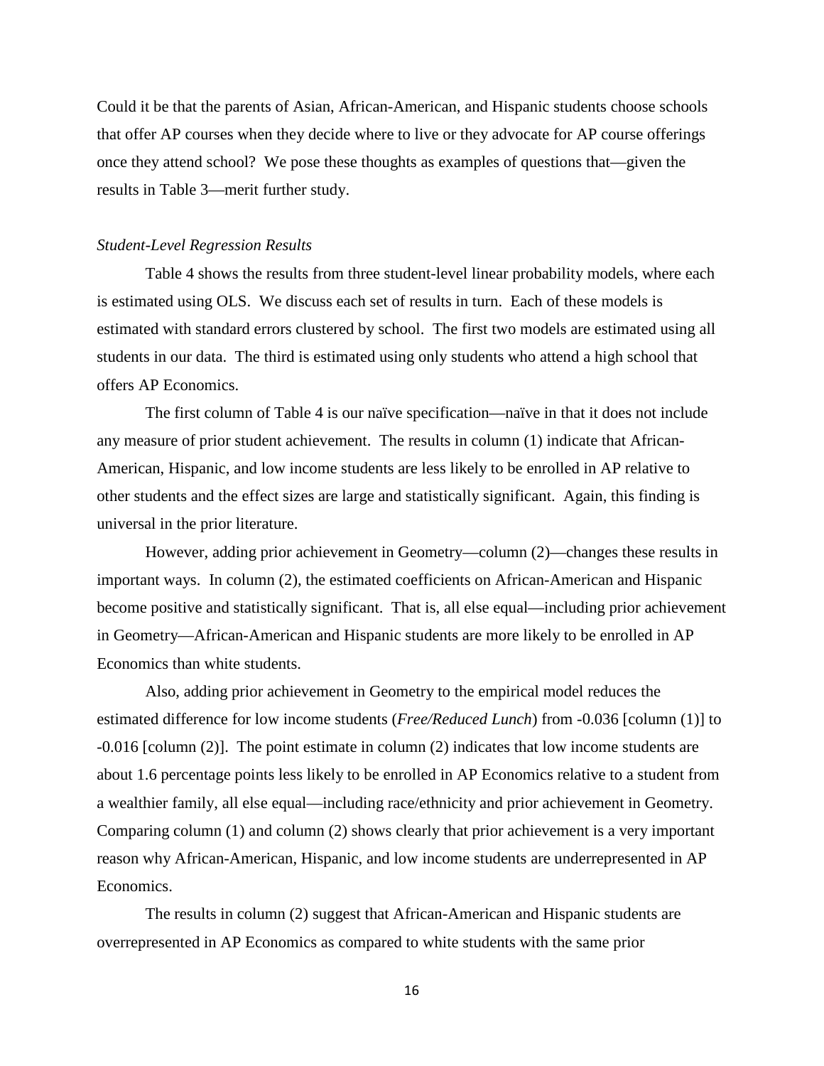Could it be that the parents of Asian, African-American, and Hispanic students choose schools that offer AP courses when they decide where to live or they advocate for AP course offerings once they attend school? We pose these thoughts as examples of questions that—given the results in Table 3—merit further study.

### *Student-Level Regression Results*

Table 4 shows the results from three student-level linear probability models, where each is estimated using OLS. We discuss each set of results in turn. Each of these models is estimated with standard errors clustered by school. The first two models are estimated using all students in our data. The third is estimated using only students who attend a high school that offers AP Economics.

The first column of Table 4 is our naïve specification—naïve in that it does not include any measure of prior student achievement. The results in column (1) indicate that African-American, Hispanic, and low income students are less likely to be enrolled in AP relative to other students and the effect sizes are large and statistically significant. Again, this finding is universal in the prior literature.

However, adding prior achievement in Geometry—column (2)—changes these results in important ways. In column (2), the estimated coefficients on African-American and Hispanic become positive and statistically significant. That is, all else equal—including prior achievement in Geometry—African-American and Hispanic students are more likely to be enrolled in AP Economics than white students.

Also, adding prior achievement in Geometry to the empirical model reduces the estimated difference for low income students (*Free/Reduced Lunch*) from -0.036 [column (1)] to -0.016 [column (2)]. The point estimate in column (2) indicates that low income students are about 1.6 percentage points less likely to be enrolled in AP Economics relative to a student from a wealthier family, all else equal—including race/ethnicity and prior achievement in Geometry. Comparing column (1) and column (2) shows clearly that prior achievement is a very important reason why African-American, Hispanic, and low income students are underrepresented in AP Economics.

The results in column (2) suggest that African-American and Hispanic students are overrepresented in AP Economics as compared to white students with the same prior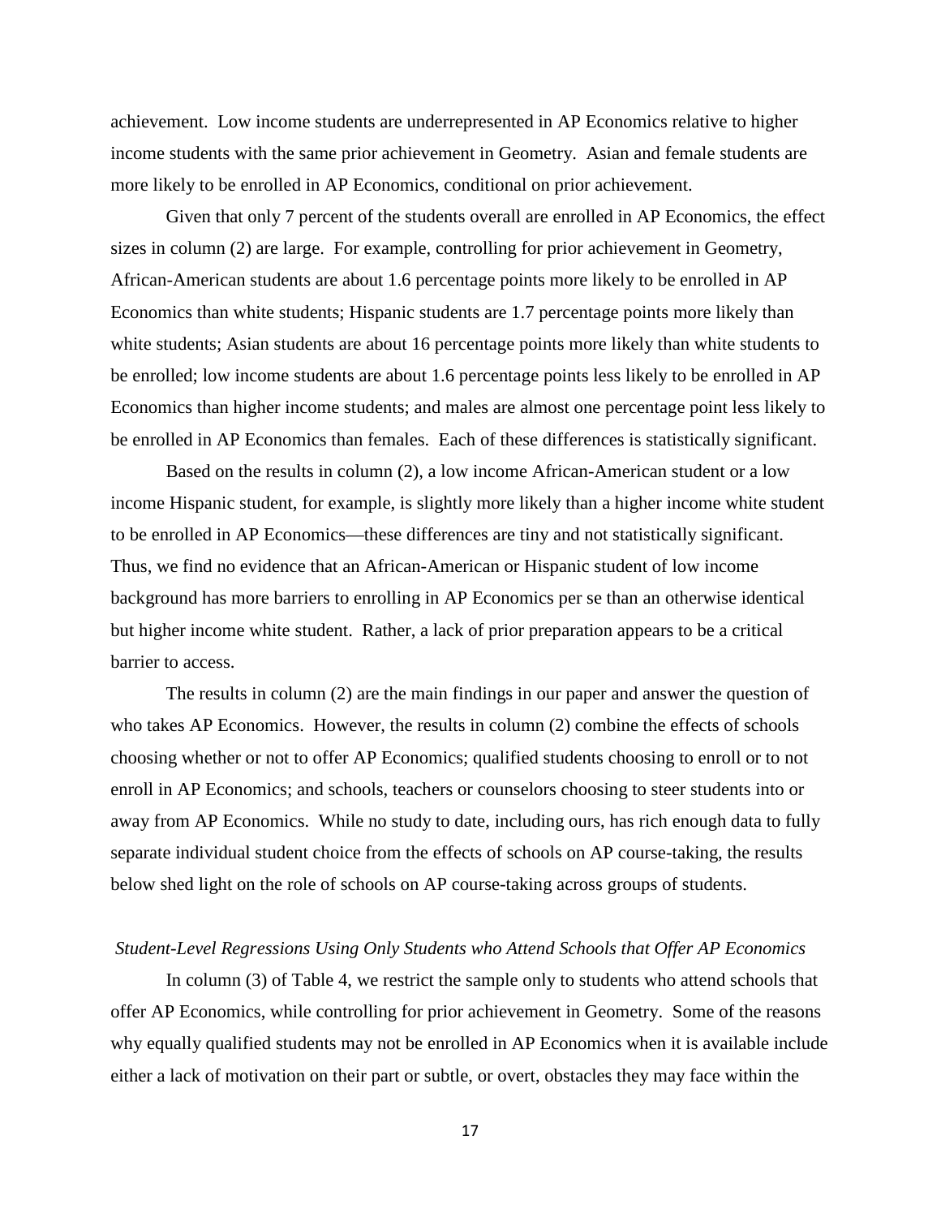achievement. Low income students are underrepresented in AP Economics relative to higher income students with the same prior achievement in Geometry. Asian and female students are more likely to be enrolled in AP Economics, conditional on prior achievement.

Given that only 7 percent of the students overall are enrolled in AP Economics, the effect sizes in column (2) are large. For example, controlling for prior achievement in Geometry, African-American students are about 1.6 percentage points more likely to be enrolled in AP Economics than white students; Hispanic students are 1.7 percentage points more likely than white students; Asian students are about 16 percentage points more likely than white students to be enrolled; low income students are about 1.6 percentage points less likely to be enrolled in AP Economics than higher income students; and males are almost one percentage point less likely to be enrolled in AP Economics than females. Each of these differences is statistically significant.

Based on the results in column (2), a low income African-American student or a low income Hispanic student, for example, is slightly more likely than a higher income white student to be enrolled in AP Economics—these differences are tiny and not statistically significant. Thus, we find no evidence that an African-American or Hispanic student of low income background has more barriers to enrolling in AP Economics per se than an otherwise identical but higher income white student. Rather, a lack of prior preparation appears to be a critical barrier to access.

The results in column (2) are the main findings in our paper and answer the question of who takes AP Economics. However, the results in column (2) combine the effects of schools choosing whether or not to offer AP Economics; qualified students choosing to enroll or to not enroll in AP Economics; and schools, teachers or counselors choosing to steer students into or away from AP Economics. While no study to date, including ours, has rich enough data to fully separate individual student choice from the effects of schools on AP course-taking, the results below shed light on the role of schools on AP course-taking across groups of students.

*Student-Level Regressions Using Only Students who Attend Schools that Offer AP Economics*

In column (3) of Table 4, we restrict the sample only to students who attend schools that offer AP Economics, while controlling for prior achievement in Geometry. Some of the reasons why equally qualified students may not be enrolled in AP Economics when it is available include either a lack of motivation on their part or subtle, or overt, obstacles they may face within the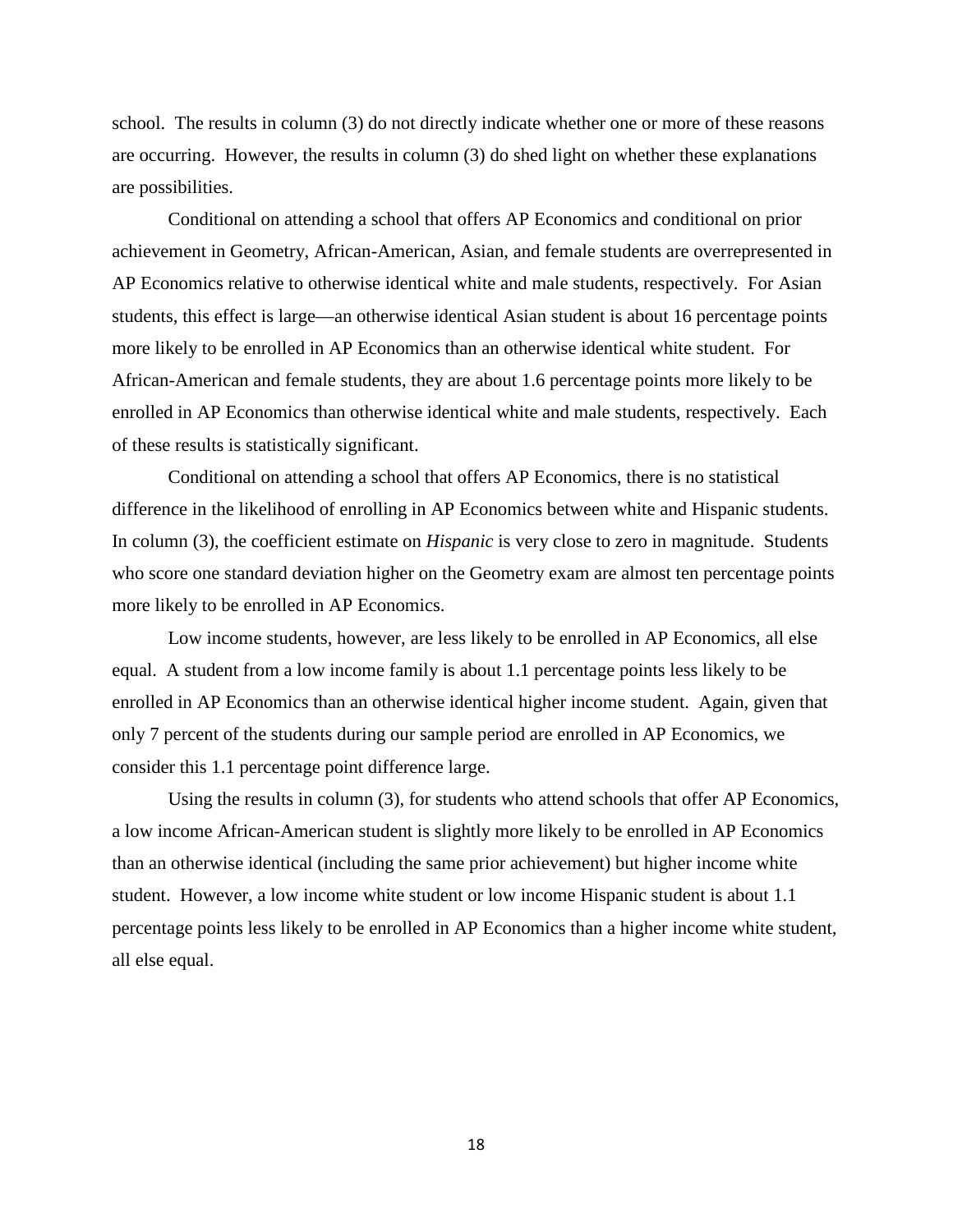school. The results in column (3) do not directly indicate whether one or more of these reasons are occurring. However, the results in column (3) do shed light on whether these explanations are possibilities.

Conditional on attending a school that offers AP Economics and conditional on prior achievement in Geometry, African-American, Asian, and female students are overrepresented in AP Economics relative to otherwise identical white and male students, respectively. For Asian students, this effect is large—an otherwise identical Asian student is about 16 percentage points more likely to be enrolled in AP Economics than an otherwise identical white student. For African-American and female students, they are about 1.6 percentage points more likely to be enrolled in AP Economics than otherwise identical white and male students, respectively. Each of these results is statistically significant.

Conditional on attending a school that offers AP Economics, there is no statistical difference in the likelihood of enrolling in AP Economics between white and Hispanic students. In column (3), the coefficient estimate on *Hispanic* is very close to zero in magnitude. Students who score one standard deviation higher on the Geometry exam are almost ten percentage points more likely to be enrolled in AP Economics.

Low income students, however, are less likely to be enrolled in AP Economics, all else equal. A student from a low income family is about 1.1 percentage points less likely to be enrolled in AP Economics than an otherwise identical higher income student. Again, given that only 7 percent of the students during our sample period are enrolled in AP Economics, we consider this 1.1 percentage point difference large.

Using the results in column (3), for students who attend schools that offer AP Economics, a low income African-American student is slightly more likely to be enrolled in AP Economics than an otherwise identical (including the same prior achievement) but higher income white student. However, a low income white student or low income Hispanic student is about 1.1 percentage points less likely to be enrolled in AP Economics than a higher income white student, all else equal.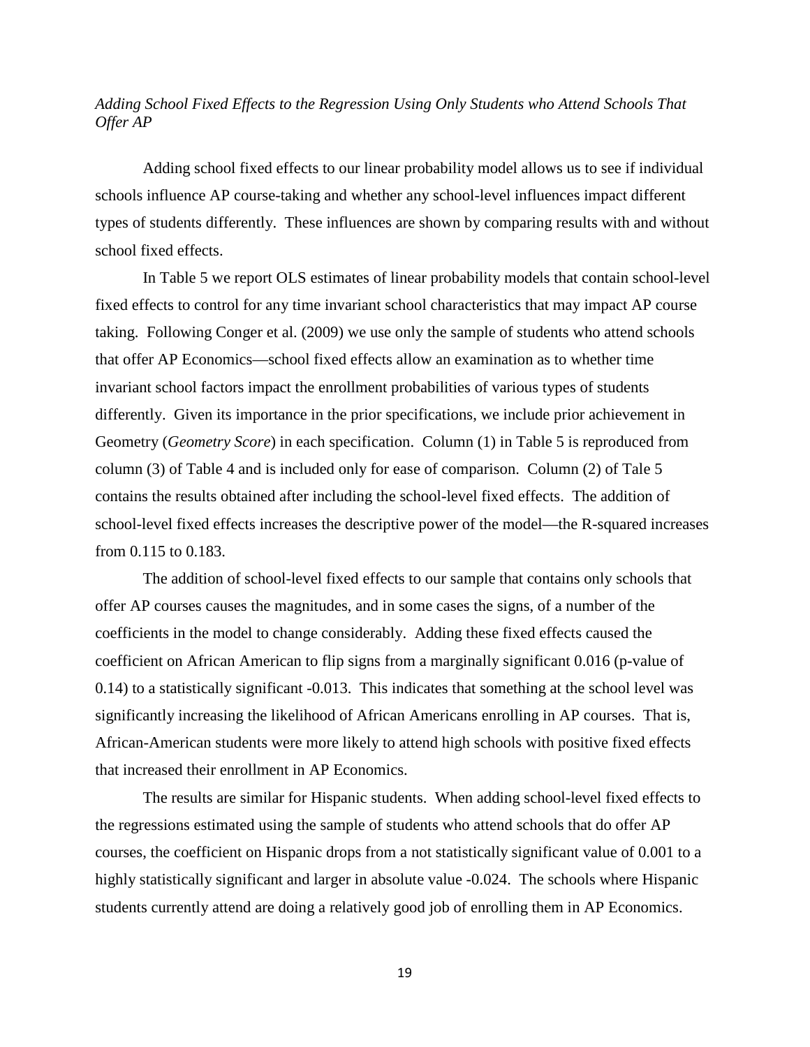*Adding School Fixed Effects to the Regression Using Only Students who Attend Schools That Offer AP*

Adding school fixed effects to our linear probability model allows us to see if individual schools influence AP course-taking and whether any school-level influences impact different types of students differently. These influences are shown by comparing results with and without school fixed effects.

In Table 5 we report OLS estimates of linear probability models that contain school-level fixed effects to control for any time invariant school characteristics that may impact AP course taking. Following Conger et al. (2009) we use only the sample of students who attend schools that offer AP Economics—school fixed effects allow an examination as to whether time invariant school factors impact the enrollment probabilities of various types of students differently. Given its importance in the prior specifications, we include prior achievement in Geometry (*Geometry Score*) in each specification. Column (1) in Table 5 is reproduced from column (3) of Table 4 and is included only for ease of comparison. Column (2) of Tale 5 contains the results obtained after including the school-level fixed effects. The addition of school-level fixed effects increases the descriptive power of the model—the R-squared increases from 0.115 to 0.183.

The addition of school-level fixed effects to our sample that contains only schools that offer AP courses causes the magnitudes, and in some cases the signs, of a number of the coefficients in the model to change considerably. Adding these fixed effects caused the coefficient on African American to flip signs from a marginally significant 0.016 (p-value of 0.14) to a statistically significant -0.013. This indicates that something at the school level was significantly increasing the likelihood of African Americans enrolling in AP courses. That is, African-American students were more likely to attend high schools with positive fixed effects that increased their enrollment in AP Economics.

The results are similar for Hispanic students. When adding school-level fixed effects to the regressions estimated using the sample of students who attend schools that do offer AP courses, the coefficient on Hispanic drops from a not statistically significant value of 0.001 to a highly statistically significant and larger in absolute value -0.024. The schools where Hispanic students currently attend are doing a relatively good job of enrolling them in AP Economics.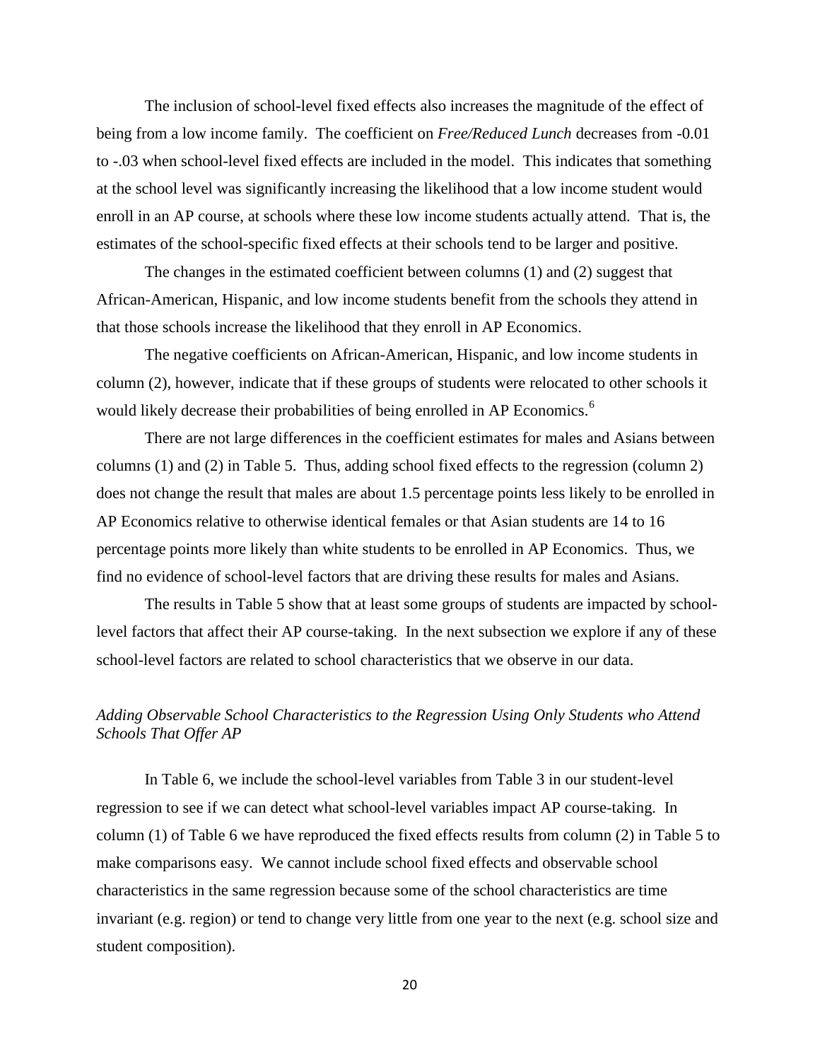The inclusion of school-level fixed effects also increases the magnitude of the effect of being from a low income family. The coefficient on *Free/Reduced Lunch* decreases from -0.01 to -.03 when school-level fixed effects are included in the model. This indicates that something at the school level was significantly increasing the likelihood that a low income student would enroll in an AP course, at schools where these low income students actually attend. That is, the estimates of the school-specific fixed effects at their schools tend to be larger and positive.

The changes in the estimated coefficient between columns (1) and (2) suggest that African-American, Hispanic, and low income students benefit from the schools they attend in that those schools increase the likelihood that they enroll in AP Economics.

The negative coefficients on African-American, Hispanic, and low income students in column (2), however, indicate that if these groups of students were relocated to other schools it would likely decrease their probabilities of being enrolled in AP Economics.[6]

There are not large differences in the coefficient estimates for males and Asians between columns (1) and (2) in Table 5. Thus, adding school fixed effects to the regression (column 2) does not change the result that males are about 1.5 percentage points less likely to be enrolled in AP Economics relative to otherwise identical females or that Asian students are 14 to 16 percentage points more likely than white students to be enrolled in AP Economics. Thus, we find no evidence of school-level factors that are driving these results for males and Asians.

The results in Table 5 show that at least some groups of students are impacted by school-level factors that affect their AP course-taking. In the next subsection we explore if any of these school-level factors are related to school characteristics that we observe in our data.

*Adding Observable School Characteristics to the Regression Using Only Students who Attend Schools That Offer AP*

In Table 6, we include the school-level variables from Table 3 in our student-level regression to see if we can detect what school-level variables impact AP course-taking. In column (1) of Table 6 we have reproduced the fixed effects results from column (2) in Table 5 to make comparisons easy. We cannot include school fixed effects and observable school characteristics in the same regression because some of the school characteristics are time invariant (e.g. region) or tend to change very little from one year to the next (e.g. school size and student composition).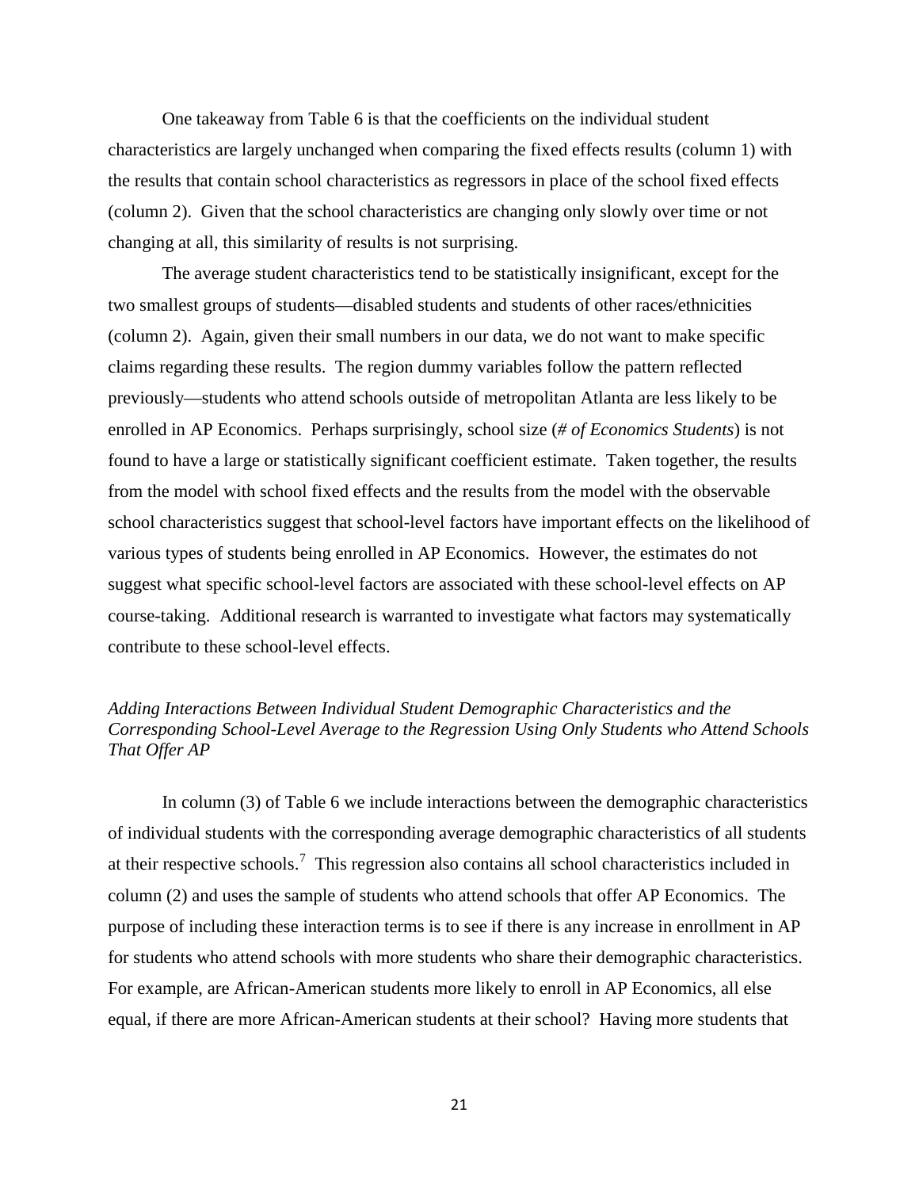One takeaway from Table 6 is that the coefficients on the individual student characteristics are largely unchanged when comparing the fixed effects results (column 1) with the results that contain school characteristics as regressors in place of the school fixed effects (column 2). Given that the school characteristics are changing only slowly over time or not changing at all, this similarity of results is not surprising.

The average student characteristics tend to be statistically insignificant, except for the two smallest groups of students—disabled students and students of other races/ethnicities (column 2). Again, given their small numbers in our data, we do not want to make specific claims regarding these results. The region dummy variables follow the pattern reflected previously—students who attend schools outside of metropolitan Atlanta are less likely to be enrolled in AP Economics. Perhaps surprisingly, school size (*# of Economics Students*) is not found to have a large or statistically significant coefficient estimate. Taken together, the results from the model with school fixed effects and the results from the model with the observable school characteristics suggest that school-level factors have important effects on the likelihood of various types of students being enrolled in AP Economics. However, the estimates do not suggest what specific school-level factors are associated with these school-level effects on AP course-taking. Additional research is warranted to investigate what factors may systematically contribute to these school-level effects.

### *Adding Interactions Between Individual Student Demographic Characteristics and the Corresponding School-Level Average to the Regression Using Only Students who Attend Schools That Offer AP*

In column (3) of Table 6 we include interactions between the demographic characteristics of individual students with the corresponding average demographic characteristics of all students at their respective schools.[7] This regression also contains all school characteristics included in column (2) and uses the sample of students who attend schools that offer AP Economics. The purpose of including these interaction terms is to see if there is any increase in enrollment in AP for students who attend schools with more students who share their demographic characteristics. For example, are African-American students more likely to enroll in AP Economics, all else equal, if there are more African-American students at their school? Having more students that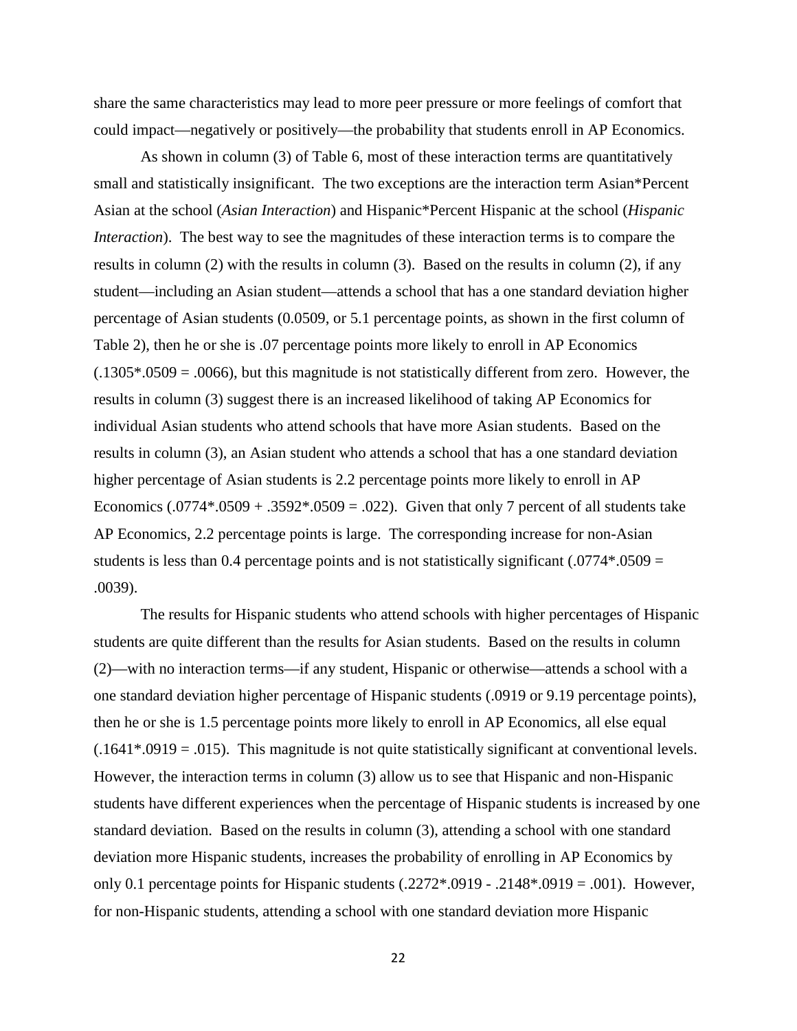share the same characteristics may lead to more peer pressure or more feelings of comfort that could impact—negatively or positively—the probability that students enroll in AP Economics.

As shown in column (3) of Table 6, most of these interaction terms are quantitatively small and statistically insignificant. The two exceptions are the interaction term Asian*Percent Asian at the school (*Asian Interaction*) and Hispanic*Percent Hispanic at the school (*Hispanic Interaction*). The best way to see the magnitudes of these interaction terms is to compare the results in column (2) with the results in column (3). Based on the results in column (2), if any student—including an Asian student—attends a school that has a one standard deviation higher percentage of Asian students (0.0509, or 5.1 percentage points, as shown in the first column of Table 2), then he or she is .07 percentage points more likely to enroll in AP Economics (.1305*.0509 = .0066), but this magnitude is not statistically different from zero. However, the results in column (3) suggest there is an increased likelihood of taking AP Economics for individual Asian students who attend schools that have more Asian students. Based on the results in column (3), an Asian student who attends a school that has a one standard deviation higher percentage of Asian students is 2.2 percentage points more likely to enroll in AP Economics (.0774*.0509 + .3592*.0509 = .022). Given that only 7 percent of all students take AP Economics, 2.2 percentage points is large. The corresponding increase for non-Asian students is less than 0.4 percentage points and is not statistically significant (.0774*.0509 = .0039).

The results for Hispanic students who attend schools with higher percentages of Hispanic students are quite different than the results for Asian students. Based on the results in column (2)—with no interaction terms—if any student, Hispanic or otherwise—attends a school with a one standard deviation higher percentage of Hispanic students (.0919 or 9.19 percentage points), then he or she is 1.5 percentage points more likely to enroll in AP Economics, all else equal (.1641*.0919 = .015). This magnitude is not quite statistically significant at conventional levels. However, the interaction terms in column (3) allow us to see that Hispanic and non-Hispanic students have different experiences when the percentage of Hispanic students is increased by one standard deviation. Based on the results in column (3), attending a school with one standard deviation more Hispanic students, increases the probability of enrolling in AP Economics by only 0.1 percentage points for Hispanic students (.2272*.0919 - .2148*.0919 = .001). However, for non-Hispanic students, attending a school with one standard deviation more Hispanic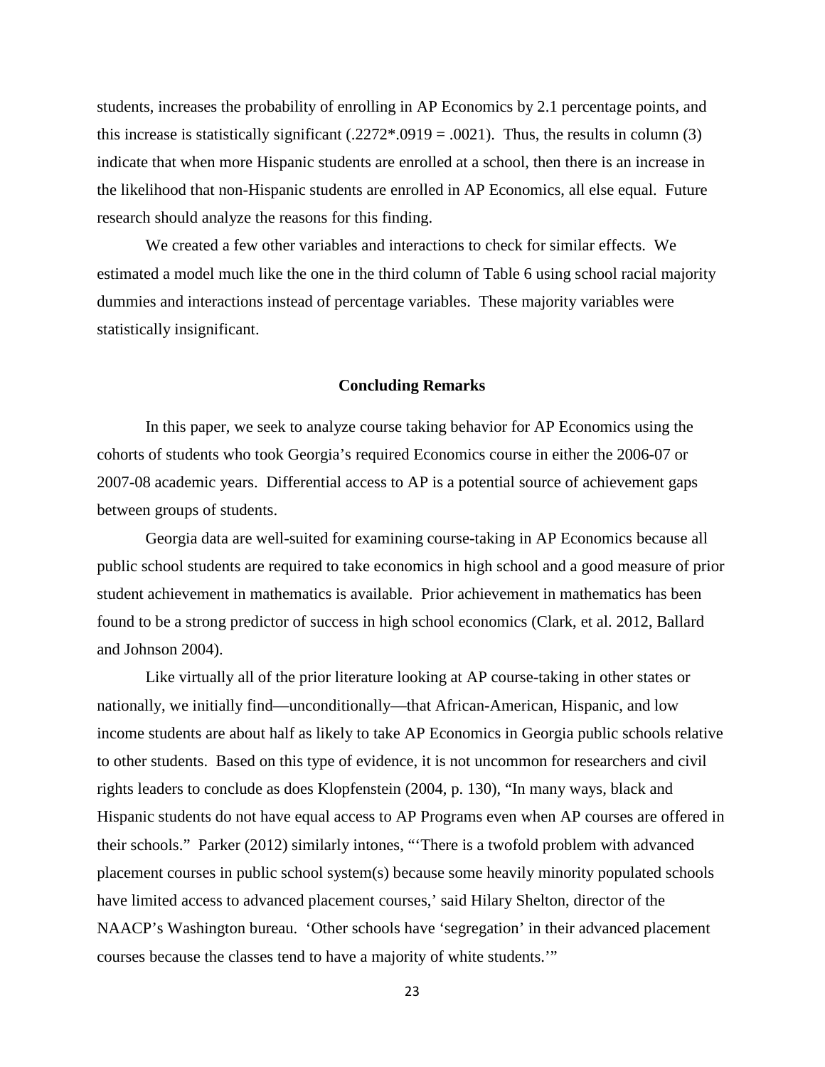students, increases the probability of enrolling in AP Economics by 2.1 percentage points, and this increase is statistically significant (.2272*.0919 = .0021). Thus, the results in column (3) indicate that when more Hispanic students are enrolled at a school, then there is an increase in the likelihood that non-Hispanic students are enrolled in AP Economics, all else equal. Future research should analyze the reasons for this finding.

We created a few other variables and interactions to check for similar effects. We estimated a model much like the one in the third column of Table 6 using school racial majority dummies and interactions instead of percentage variables. These majority variables were statistically insignificant.

## Concluding Remarks

In this paper, we seek to analyze course taking behavior for AP Economics using the cohorts of students who took Georgia's required Economics course in either the 2006-07 or 2007-08 academic years. Differential access to AP is a potential source of achievement gaps between groups of students.

Georgia data are well-suited for examining course-taking in AP Economics because all public school students are required to take economics in high school and a good measure of prior student achievement in mathematics is available. Prior achievement in mathematics has been found to be a strong predictor of success in high school economics (Clark, et al. 2012, Ballard and Johnson 2004).

Like virtually all of the prior literature looking at AP course-taking in other states or nationally, we initially find—unconditionally—that African-American, Hispanic, and low income students are about half as likely to take AP Economics in Georgia public schools relative to other students. Based on this type of evidence, it is not uncommon for researchers and civil rights leaders to conclude as does Klopfenstein (2004, p. 130), "In many ways, black and Hispanic students do not have equal access to AP Programs even when AP courses are offered in their schools." Parker (2012) similarly intones, "'There is a twofold problem with advanced placement courses in public school system(s) because some heavily minority populated schools have limited access to advanced placement courses,' said Hilary Shelton, director of the NAACP's Washington bureau. 'Other schools have 'segregation' in their advanced placement courses because the classes tend to have a majority of white students.'"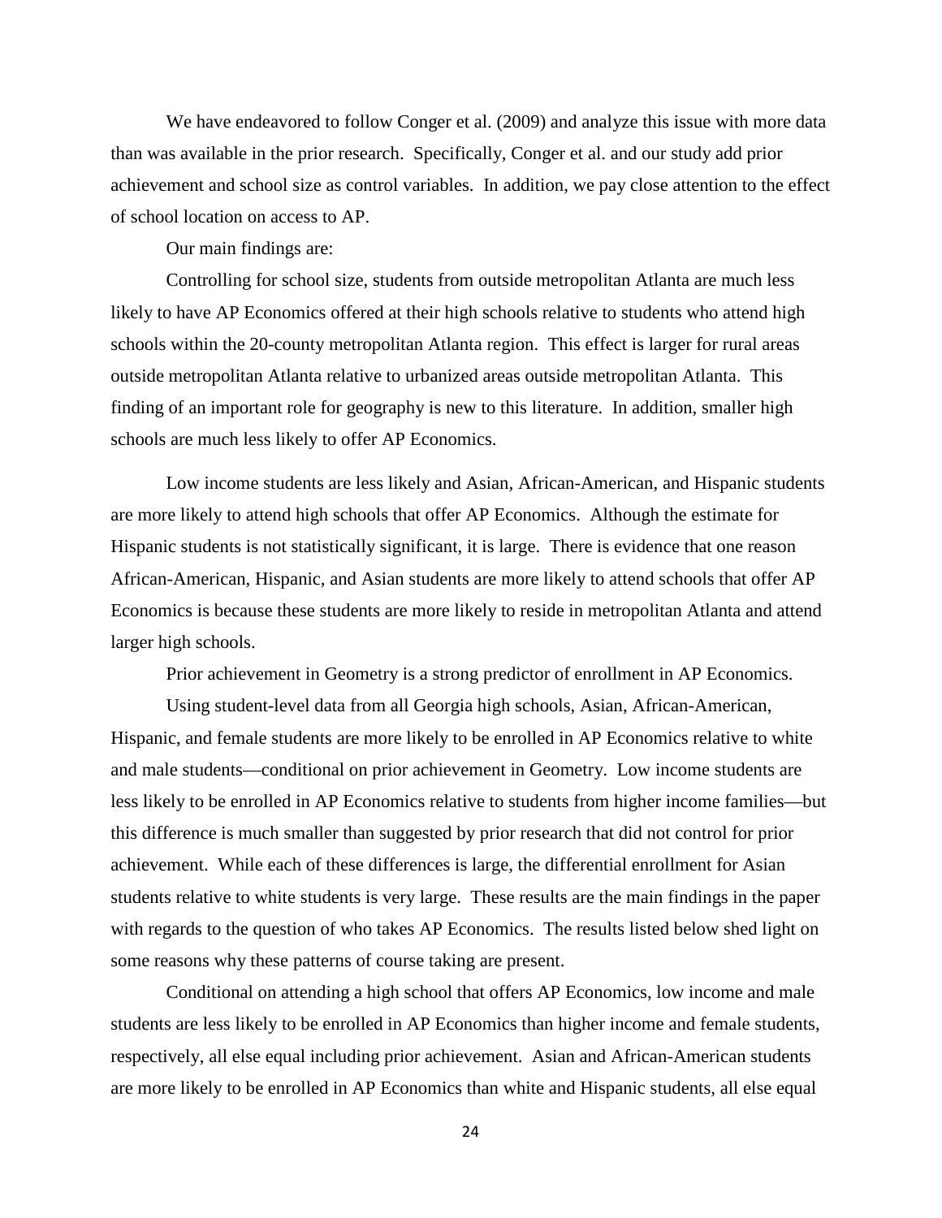We have endeavored to follow Conger et al. (2009) and analyze this issue with more data than was available in the prior research. Specifically, Conger et al. and our study add prior achievement and school size as control variables. In addition, we pay close attention to the effect of school location on access to AP.

Our main findings are:

Controlling for school size, students from outside metropolitan Atlanta are much less likely to have AP Economics offered at their high schools relative to students who attend high schools within the 20-county metropolitan Atlanta region. This effect is larger for rural areas outside metropolitan Atlanta relative to urbanized areas outside metropolitan Atlanta. This finding of an important role for geography is new to this literature. In addition, smaller high schools are much less likely to offer AP Economics.

Low income students are less likely and Asian, African-American, and Hispanic students are more likely to attend high schools that offer AP Economics. Although the estimate for Hispanic students is not statistically significant, it is large. There is evidence that one reason African-American, Hispanic, and Asian students are more likely to attend schools that offer AP Economics is because these students are more likely to reside in metropolitan Atlanta and attend larger high schools.

Prior achievement in Geometry is a strong predictor of enrollment in AP Economics.

Using student-level data from all Georgia high schools, Asian, African-American, Hispanic, and female students are more likely to be enrolled in AP Economics relative to white and male students—conditional on prior achievement in Geometry. Low income students are less likely to be enrolled in AP Economics relative to students from higher income families—but this difference is much smaller than suggested by prior research that did not control for prior achievement. While each of these differences is large, the differential enrollment for Asian students relative to white students is very large. These results are the main findings in the paper with regards to the question of who takes AP Economics. The results listed below shed light on some reasons why these patterns of course taking are present.

Conditional on attending a high school that offers AP Economics, low income and male students are less likely to be enrolled in AP Economics than higher income and female students, respectively, all else equal including prior achievement. Asian and African-American students are more likely to be enrolled in AP Economics than white and Hispanic students, all else equal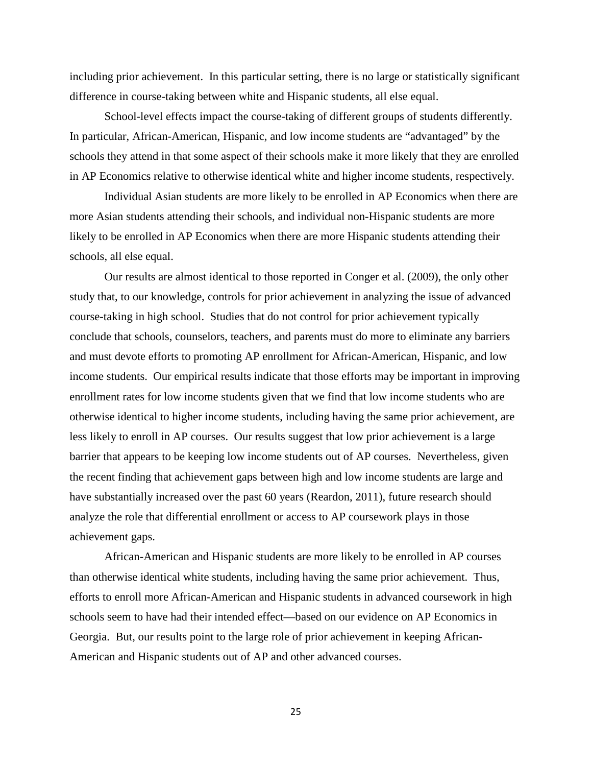including prior achievement. In this particular setting, there is no large or statistically significant difference in course-taking between white and Hispanic students, all else equal.

School-level effects impact the course-taking of different groups of students differently. In particular, African-American, Hispanic, and low income students are "advantaged" by the schools they attend in that some aspect of their schools make it more likely that they are enrolled in AP Economics relative to otherwise identical white and higher income students, respectively.

Individual Asian students are more likely to be enrolled in AP Economics when there are more Asian students attending their schools, and individual non-Hispanic students are more likely to be enrolled in AP Economics when there are more Hispanic students attending their schools, all else equal.

Our results are almost identical to those reported in Conger et al. (2009), the only other study that, to our knowledge, controls for prior achievement in analyzing the issue of advanced course-taking in high school. Studies that do not control for prior achievement typically conclude that schools, counselors, teachers, and parents must do more to eliminate any barriers and must devote efforts to promoting AP enrollment for African-American, Hispanic, and low income students. Our empirical results indicate that those efforts may be important in improving enrollment rates for low income students given that we find that low income students who are otherwise identical to higher income students, including having the same prior achievement, are less likely to enroll in AP courses. Our results suggest that low prior achievement is a large barrier that appears to be keeping low income students out of AP courses. Nevertheless, given the recent finding that achievement gaps between high and low income students are large and have substantially increased over the past 60 years (Reardon, 2011), future research should analyze the role that differential enrollment or access to AP coursework plays in those achievement gaps.

African-American and Hispanic students are more likely to be enrolled in AP courses than otherwise identical white students, including having the same prior achievement. Thus, efforts to enroll more African-American and Hispanic students in advanced coursework in high schools seem to have had their intended effect—based on our evidence on AP Economics in Georgia. But, our results point to the large role of prior achievement in keeping African-American and Hispanic students out of AP and other advanced courses.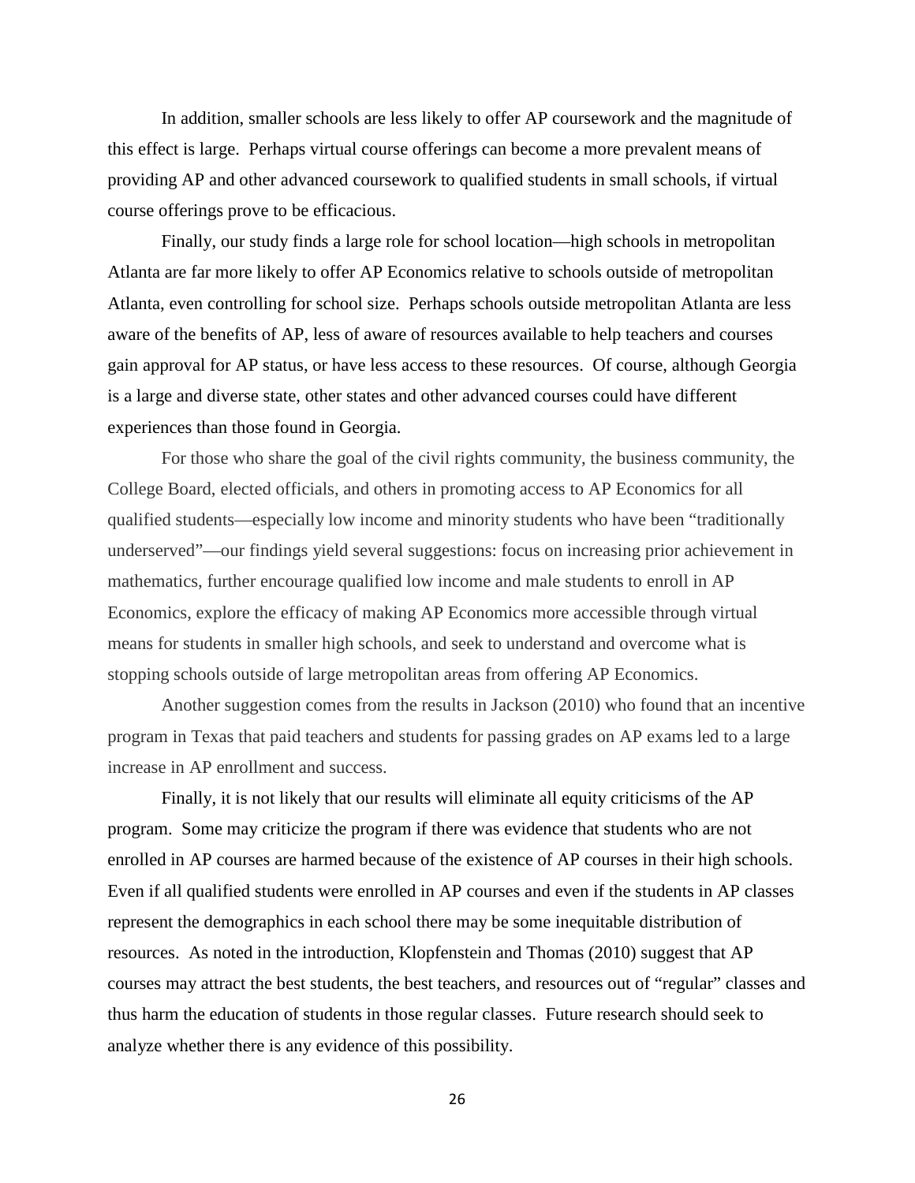In addition, smaller schools are less likely to offer AP coursework and the magnitude of this effect is large. Perhaps virtual course offerings can become a more prevalent means of providing AP and other advanced coursework to qualified students in small schools, if virtual course offerings prove to be efficacious.

Finally, our study finds a large role for school location—high schools in metropolitan Atlanta are far more likely to offer AP Economics relative to schools outside of metropolitan Atlanta, even controlling for school size. Perhaps schools outside metropolitan Atlanta are less aware of the benefits of AP, less of aware of resources available to help teachers and courses gain approval for AP status, or have less access to these resources. Of course, although Georgia is a large and diverse state, other states and other advanced courses could have different experiences than those found in Georgia.

For those who share the goal of the civil rights community, the business community, the College Board, elected officials, and others in promoting access to AP Economics for all qualified students—especially low income and minority students who have been "traditionally underserved"—our findings yield several suggestions: focus on increasing prior achievement in mathematics, further encourage qualified low income and male students to enroll in AP Economics, explore the efficacy of making AP Economics more accessible through virtual means for students in smaller high schools, and seek to understand and overcome what is stopping schools outside of large metropolitan areas from offering AP Economics.

Another suggestion comes from the results in Jackson (2010) who found that an incentive program in Texas that paid teachers and students for passing grades on AP exams led to a large increase in AP enrollment and success.

Finally, it is not likely that our results will eliminate all equity criticisms of the AP program. Some may criticize the program if there was evidence that students who are not enrolled in AP courses are harmed because of the existence of AP courses in their high schools. Even if all qualified students were enrolled in AP courses and even if the students in AP classes represent the demographics in each school there may be some inequitable distribution of resources. As noted in the introduction, Klopfenstein and Thomas (2010) suggest that AP courses may attract the best students, the best teachers, and resources out of "regular" classes and thus harm the education of students in those regular classes. Future research should seek to analyze whether there is any evidence of this possibility.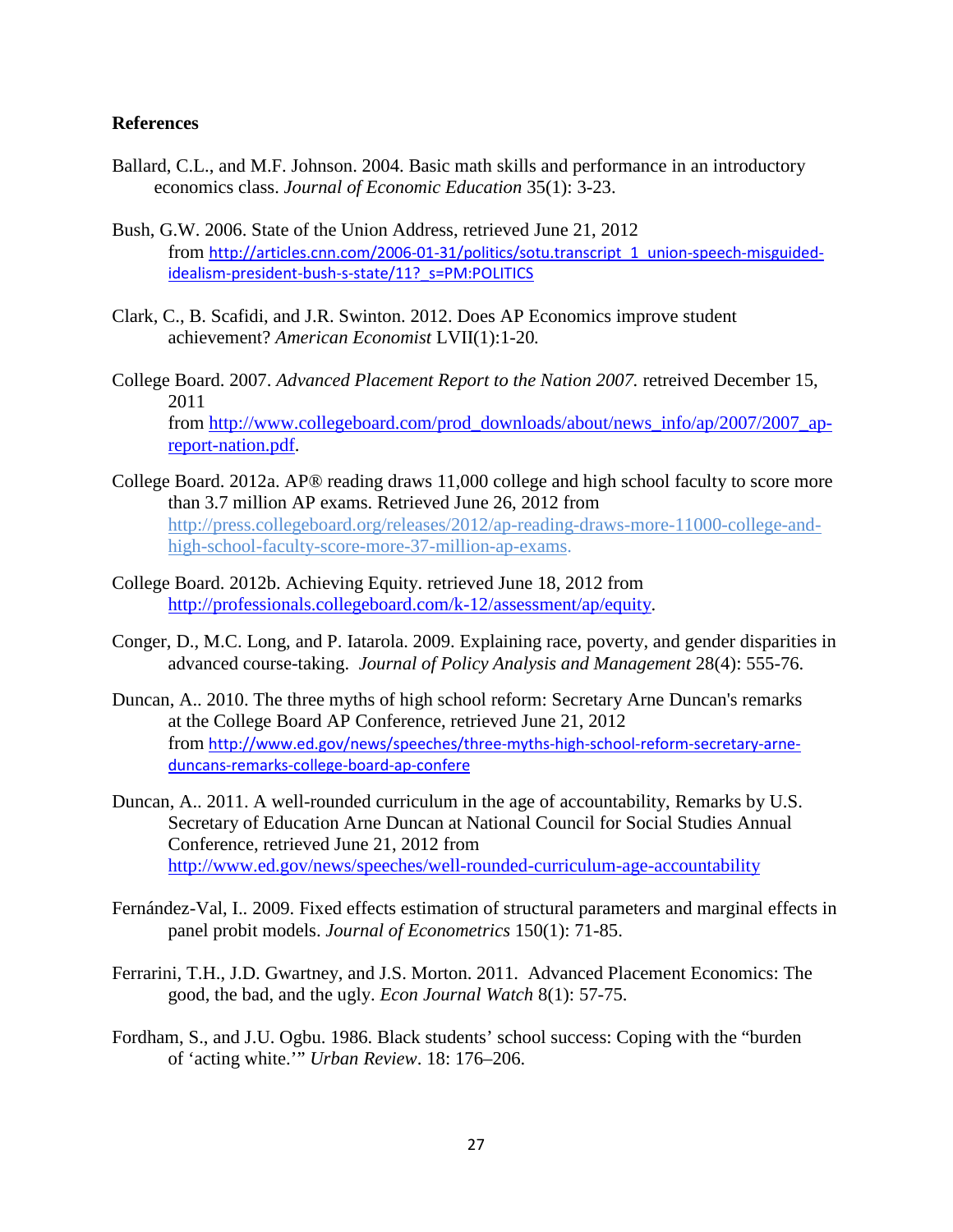**References**

Ballard, C.L., and M.F. Johnson. 2004. Basic math skills and performance in an introductory economics class. *Journal of Economic Education* 35(1): 3-23.

Bush, G.W. 2006. State of the Union Address, retrieved June 21, 2012 from http://articles.cnn.com/2006-01-31/politics/sotu.transcript_1_union-speech-misguided-idealism-president-bush-s-state/11?_s=PM:POLITICS

Clark, C., B. Scafidi, and J.R. Swinton. 2012. Does AP Economics improve student achievement? *American Economist* LVII(1):1-20.

College Board. 2007. *Advanced Placement Report to the Nation 2007.* retreived December 15, 2011 from http://www.collegeboard.com/prod_downloads/about/news_info/ap/2007/2007_ap-report-nation.pdf.

College Board. 2012a. AP® reading draws 11,000 college and high school faculty to score more than 3.7 million AP exams. Retrieved June 26, 2012 from http://press.collegeboard.org/releases/2012/ap-reading-draws-more-11000-college-and-high-school-faculty-score-more-37-million-ap-exams.

College Board. 2012b. Achieving Equity. retrieved June 18, 2012 from http://professionals.collegeboard.com/k-12/assessment/ap/equity.

Conger, D., M.C. Long, and P. Iatarola. 2009. Explaining race, poverty, and gender disparities in advanced course-taking. *Journal of Policy Analysis and Management* 28(4): 555-76.

Duncan, A.. 2010. The three myths of high school reform: Secretary Arne Duncan's remarks at the College Board AP Conference, retrieved June 21, 2012 from http://www.ed.gov/news/speeches/three-myths-high-school-reform-secretary-arne-duncans-remarks-college-board-ap-confere

Duncan, A.. 2011. A well-rounded curriculum in the age of accountability, Remarks by U.S. Secretary of Education Arne Duncan at National Council for Social Studies Annual Conference, retrieved June 21, 2012 from http://www.ed.gov/news/speeches/well-rounded-curriculum-age-accountability

Fernández-Val, I.. 2009. Fixed effects estimation of structural parameters and marginal effects in panel probit models. *Journal of Econometrics* 150(1): 71-85.

Ferrarini, T.H., J.D. Gwartney, and J.S. Morton. 2011. Advanced Placement Economics: The good, the bad, and the ugly. *Econ Journal Watch* 8(1): 57-75.

Fordham, S., and J.U. Ogbu. 1986. Black students' school success: Coping with the "burden of 'acting white.'" *Urban Review*. 18: 176–206.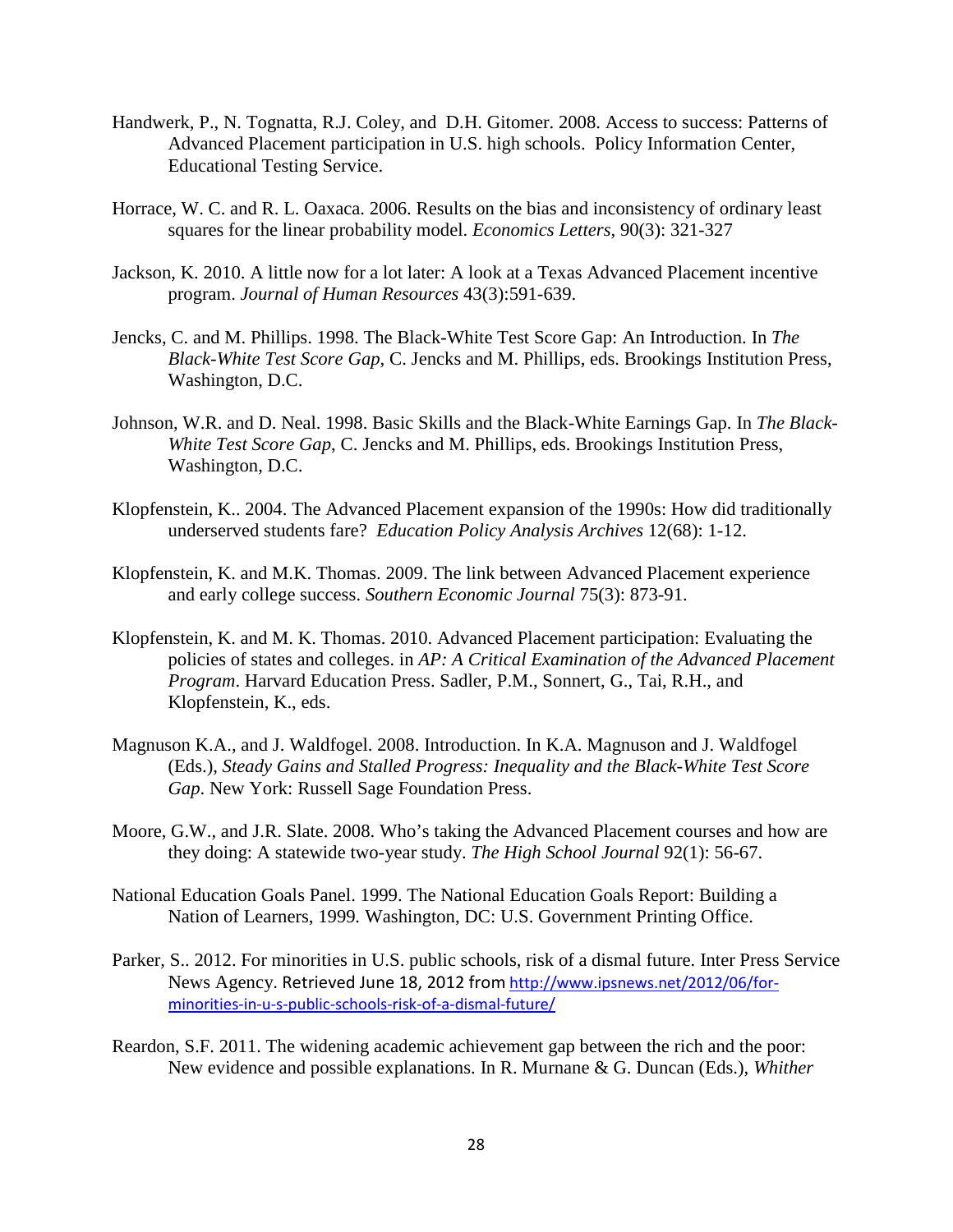Handwerk, P., N. Tognatta, R.J. Coley, and D.H. Gitomer. 2008. Access to success: Patterns of Advanced Placement participation in U.S. high schools. Policy Information Center, Educational Testing Service.

Horrace, W. C. and R. L. Oaxaca. 2006. Results on the bias and inconsistency of ordinary least squares for the linear probability model. *Economics Letters*, 90(3): 321-327

Jackson, K. 2010. A little now for a lot later: A look at a Texas Advanced Placement incentive program. *Journal of Human Resources* 43(3):591-639.

Jencks, C. and M. Phillips. 1998. The Black-White Test Score Gap: An Introduction. In *The Black-White Test Score Gap*, C. Jencks and M. Phillips, eds. Brookings Institution Press, Washington, D.C.

Johnson, W.R. and D. Neal. 1998. Basic Skills and the Black-White Earnings Gap. In *The Black-White Test Score Gap*, C. Jencks and M. Phillips, eds. Brookings Institution Press, Washington, D.C.

Klopfenstein, K.. 2004. The Advanced Placement expansion of the 1990s: How did traditionally underserved students fare? *Education Policy Analysis Archives* 12(68): 1-12.

Klopfenstein, K. and M.K. Thomas. 2009. The link between Advanced Placement experience and early college success. *Southern Economic Journal* 75(3): 873-91.

Klopfenstein, K. and M. K. Thomas. 2010. Advanced Placement participation: Evaluating the policies of states and colleges. in *AP: A Critical Examination of the Advanced Placement Program*. Harvard Education Press. Sadler, P.M., Sonnert, G., Tai, R.H., and Klopfenstein, K., eds.

Magnuson K.A., and J. Waldfogel. 2008. Introduction. In K.A. Magnuson and J. Waldfogel (Eds.), *Steady Gains and Stalled Progress: Inequality and the Black-White Test Score Gap*. New York: Russell Sage Foundation Press.

Moore, G.W., and J.R. Slate. 2008. Who's taking the Advanced Placement courses and how are they doing: A statewide two-year study. *The High School Journal* 92(1): 56-67.

National Education Goals Panel. 1999. The National Education Goals Report: Building a Nation of Learners, 1999. Washington, DC: U.S. Government Printing Office.

Parker, S.. 2012. For minorities in U.S. public schools, risk of a dismal future. Inter Press Service News Agency. Retrieved June 18, 2012 from http://www.ipsnews.net/2012/06/for-minorities-in-u-s-public-schools-risk-of-a-dismal-future/

Reardon, S.F. 2011. The widening academic achievement gap between the rich and the poor: New evidence and possible explanations. In R. Murnane & G. Duncan (Eds.), *Whither*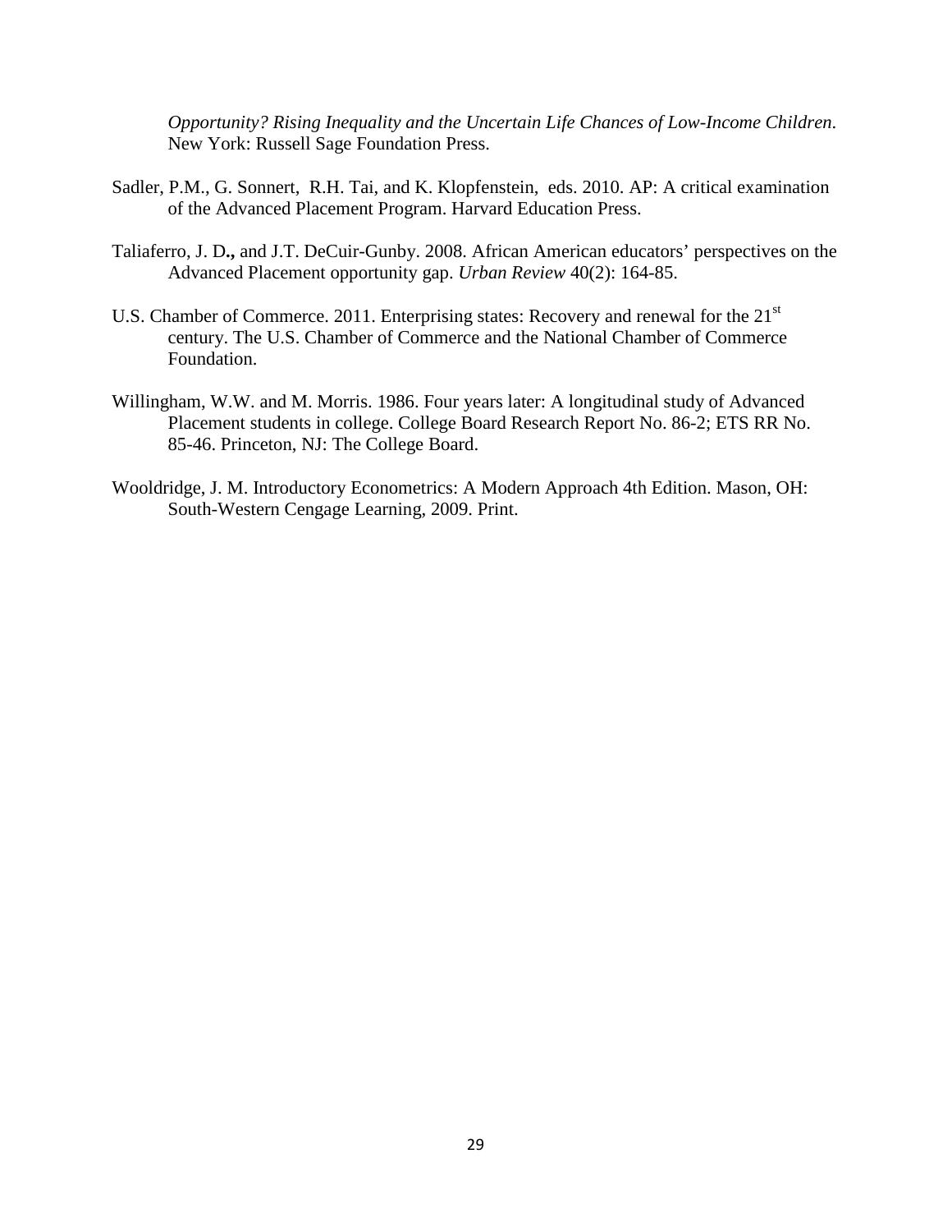*Opportunity? Rising Inequality and the Uncertain Life Chances of Low-Income Children*. New York: Russell Sage Foundation Press.

Sadler, P.M., G. Sonnert, R.H. Tai, and K. Klopfenstein, eds. 2010. AP: A critical examination of the Advanced Placement Program. Harvard Education Press.

Taliaferro, J. D**.,** and J.T. DeCuir-Gunby. 2008. African American educators' perspectives on the Advanced Placement opportunity gap. *Urban Review* 40(2): 164-85.

U.S. Chamber of Commerce. 2011. Enterprising states: Recovery and renewal for the 21st century. The U.S. Chamber of Commerce and the National Chamber of Commerce Foundation.

Willingham, W.W. and M. Morris. 1986. Four years later: A longitudinal study of Advanced Placement students in college. College Board Research Report No. 86-2; ETS RR No. 85-46. Princeton, NJ: The College Board.

Wooldridge, J. M. Introductory Econometrics: A Modern Approach 4th Edition. Mason, OH: South-Western Cengage Learning, 2009. Print.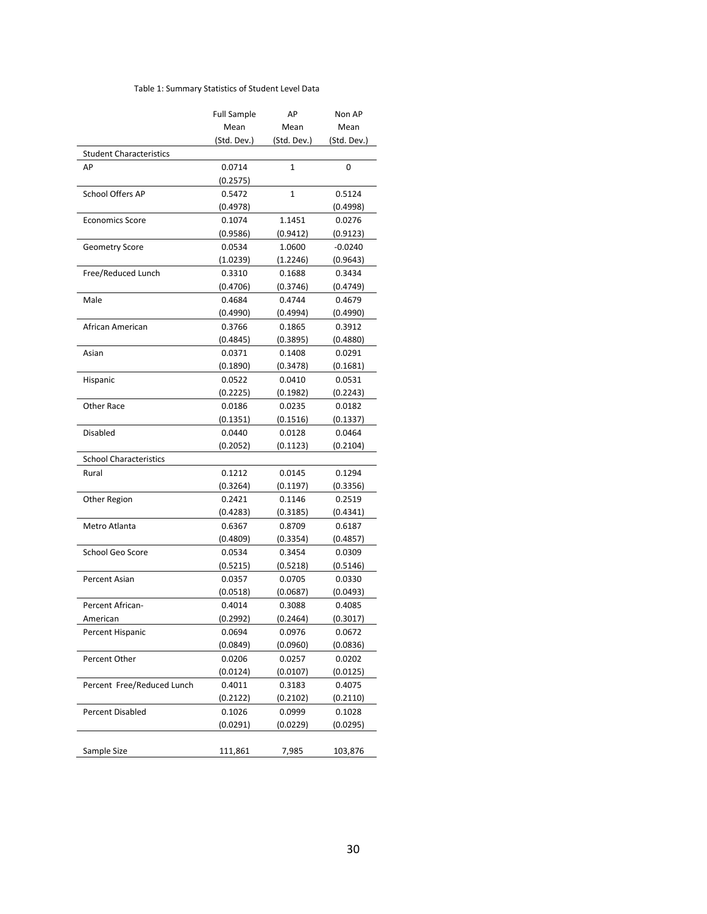Table 1: Summary Statistics of Student Level Data

| | Full Sample Mean (Std. Dev.) | AP Mean (Std. Dev.) | Non AP Mean (Std. Dev.) |
|---|---|---|---|
| **Student Characteristics** | | | |
| AP | 0.0714 | 1 | 0 |
| | (0.2575) | | |
| School Offers AP | 0.5472 | 1 | 0.5124 |
| | (0.4978) | | (0.4998) |
| Economics Score | 0.1074 | 1.1451 | 0.0276 |
| | (0.9586) | (0.9412) | (0.9123) |
| Geometry Score | 0.0534 | 1.0600 | -0.0240 |
| | (1.0239) | (1.2246) | (0.9643) |
| Free/Reduced Lunch | 0.3310 | 0.1688 | 0.3434 |
| | (0.4706) | (0.3746) | (0.4749) |
| Male | 0.4684 | 0.4744 | 0.4679 |
| | (0.4990) | (0.4994) | (0.4990) |
| African American | 0.3766 | 0.1865 | 0.3912 |
| | (0.4845) | (0.3895) | (0.4880) |
| Asian | 0.0371 | 0.1408 | 0.0291 |
| | (0.1890) | (0.3478) | (0.1681) |
| Hispanic | 0.0522 | 0.0410 | 0.0531 |
| | (0.2225) | (0.1982) | (0.2243) |
| Other Race | 0.0186 | 0.0235 | 0.0182 |
| | (0.1351) | (0.1516) | (0.1337) |
| Disabled | 0.0440 | 0.0128 | 0.0464 |
| | (0.2052) | (0.1123) | (0.2104) |
| **School Characteristics** | | | |
| Rural | 0.1212 | 0.0145 | 0.1294 |
| | (0.3264) | (0.1197) | (0.3356) |
| Other Region | 0.2421 | 0.1146 | 0.2519 |
| | (0.4283) | (0.3185) | (0.4341) |
| Metro Atlanta | 0.6367 | 0.8709 | 0.6187 |
| | (0.4809) | (0.3354) | (0.4857) |
| School Geo Score | 0.0534 | 0.3454 | 0.0309 |
| | (0.5215) | (0.5218) | (0.5146) |
| Percent Asian | 0.0357 | 0.0705 | 0.0330 |
| | (0.0518) | (0.0687) | (0.0493) |
| Percent African-American | 0.4014 | 0.3088 | 0.4085 |
| | (0.2992) | (0.2464) | (0.3017) |
| Percent Hispanic | 0.0694 | 0.0976 | 0.0672 |
| | (0.0849) | (0.0960) | (0.0836) |
| Percent Other | 0.0206 | 0.0257 | 0.0202 |
| | (0.0124) | (0.0107) | (0.0125) |
| Percent Free/Reduced Lunch | 0.4011 | 0.3183 | 0.4075 |
| | (0.2122) | (0.2102) | (0.2110) |
| Percent Disabled | 0.1026 | 0.0999 | 0.1028 |
| | (0.0291) | (0.0229) | (0.0295) |
| Sample Size | 111,861 | 7,985 | 103,876 |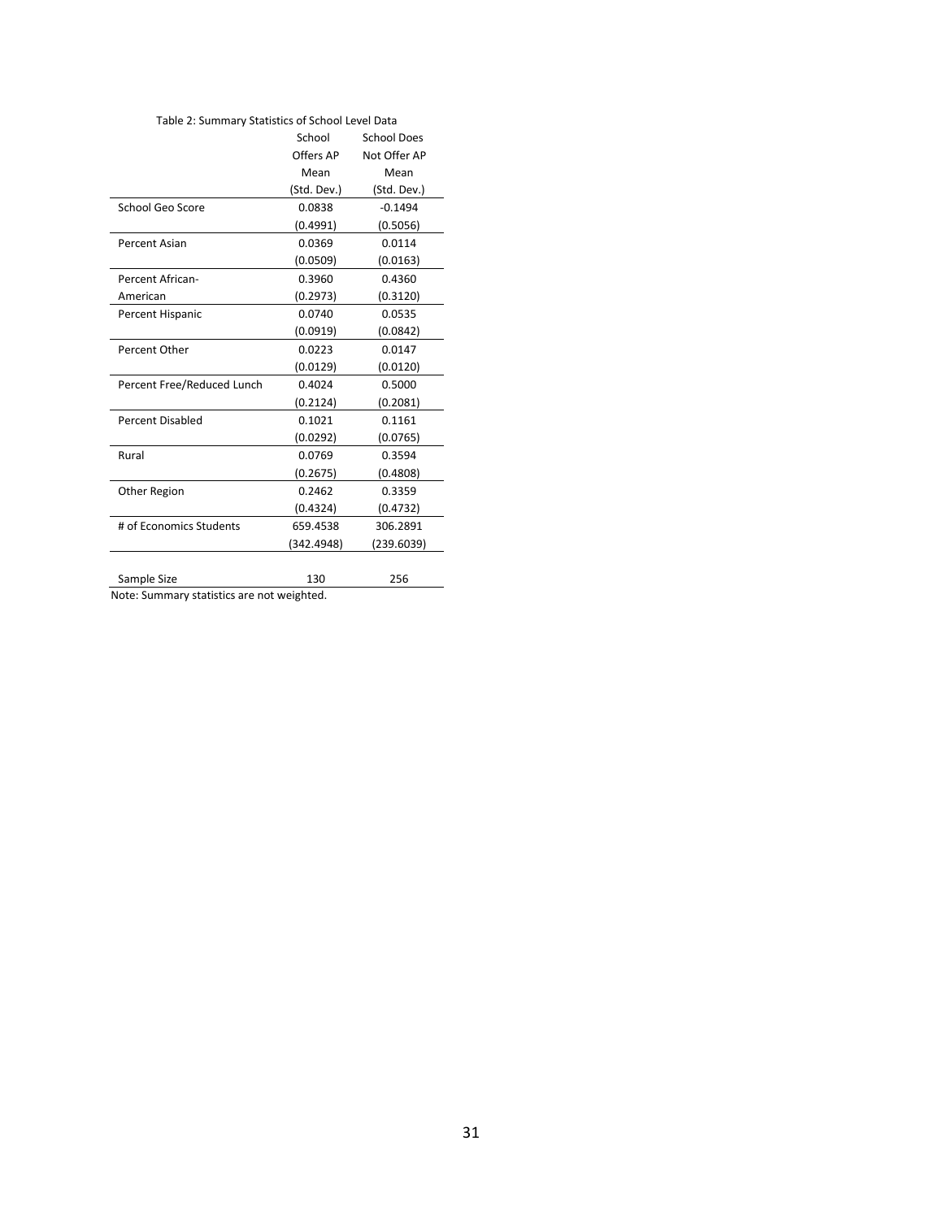Table 2: Summary Statistics of School Level Data

| | School Offers AP Mean (Std. Dev.) | School Does Not Offer AP Mean (Std. Dev.) |
|---|---|---|
| School Geo Score | 0.0838 | -0.1494 |
| | (0.4991) | (0.5056) |
| Percent Asian | 0.0369 | 0.0114 |
| | (0.0509) | (0.0163) |
| Percent African-American | 0.3960 | 0.4360 |
| | (0.2973) | (0.3120) |
| Percent Hispanic | 0.0740 | 0.0535 |
| | (0.0919) | (0.0842) |
| Percent Other | 0.0223 | 0.0147 |
| | (0.0129) | (0.0120) |
| Percent Free/Reduced Lunch | 0.4024 | 0.5000 |
| | (0.2124) | (0.2081) |
| Percent Disabled | 0.1021 | 0.1161 |
| | (0.0292) | (0.0765) |
| Rural | 0.0769 | 0.3594 |
| | (0.2675) | (0.4808) |
| Other Region | 0.2462 | 0.3359 |
| | (0.4324) | (0.4732) |
| # of Economics Students | 659.4538 | 306.2891 |
| | (342.4948) | (239.6039) |
| | | |
| Sample Size | 130 | 256 |

Note: Summary statistics are not weighted.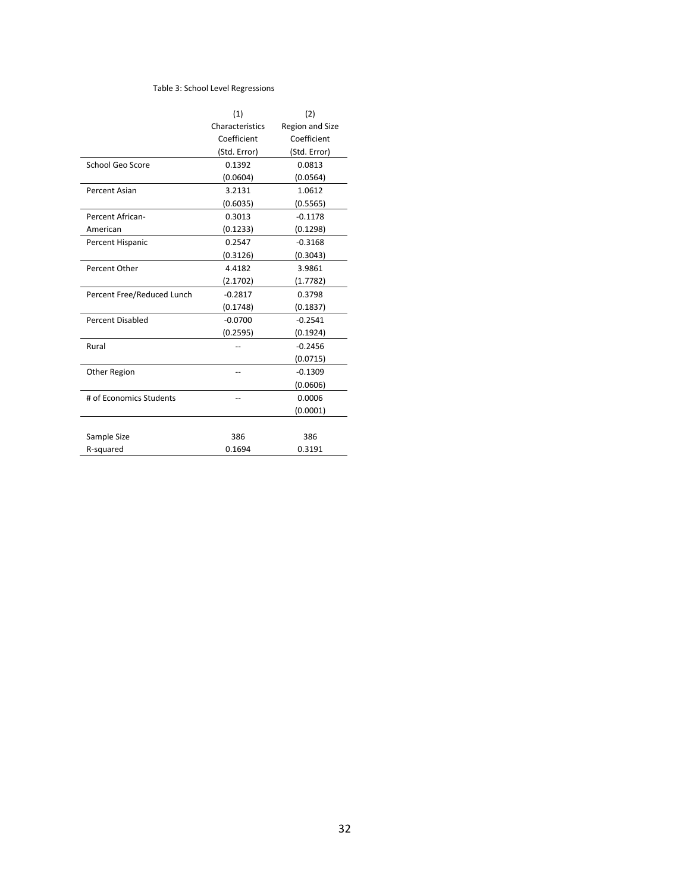Table 3: School Level Regressions

| | (1) | (2) |
|---|---|---|
| | Characteristics | Region and Size |
| | Coefficient | Coefficient |
| | (Std. Error) | (Std. Error) |
| School Geo Score | 0.1392 | 0.0813 |
| | (0.0604) | (0.0564) |
| Percent Asian | 3.2131 | 1.0612 |
| | (0.6035) | (0.5565) |
| Percent African-American | 0.3013 | -0.1178 |
| | (0.1233) | (0.1298) |
| Percent Hispanic | 0.2547 | -0.3168 |
| | (0.3126) | (0.3043) |
| Percent Other | 4.4182 | 3.9861 |
| | (2.1702) | (1.7782) |
| Percent Free/Reduced Lunch | -0.2817 | 0.3798 |
| | (0.1748) | (0.1837) |
| Percent Disabled | -0.0700 | -0.2541 |
| | (0.2595) | (0.1924) |
| Rural | -- | -0.2456 |
| | | (0.0715) |
| Other Region | -- | -0.1309 |
| | | (0.0606) |
| # of Economics Students | -- | 0.0006 |
| | | (0.0001) |
| | | |
| Sample Size | 386 | 386 |
| R-squared | 0.1694 | 0.3191 |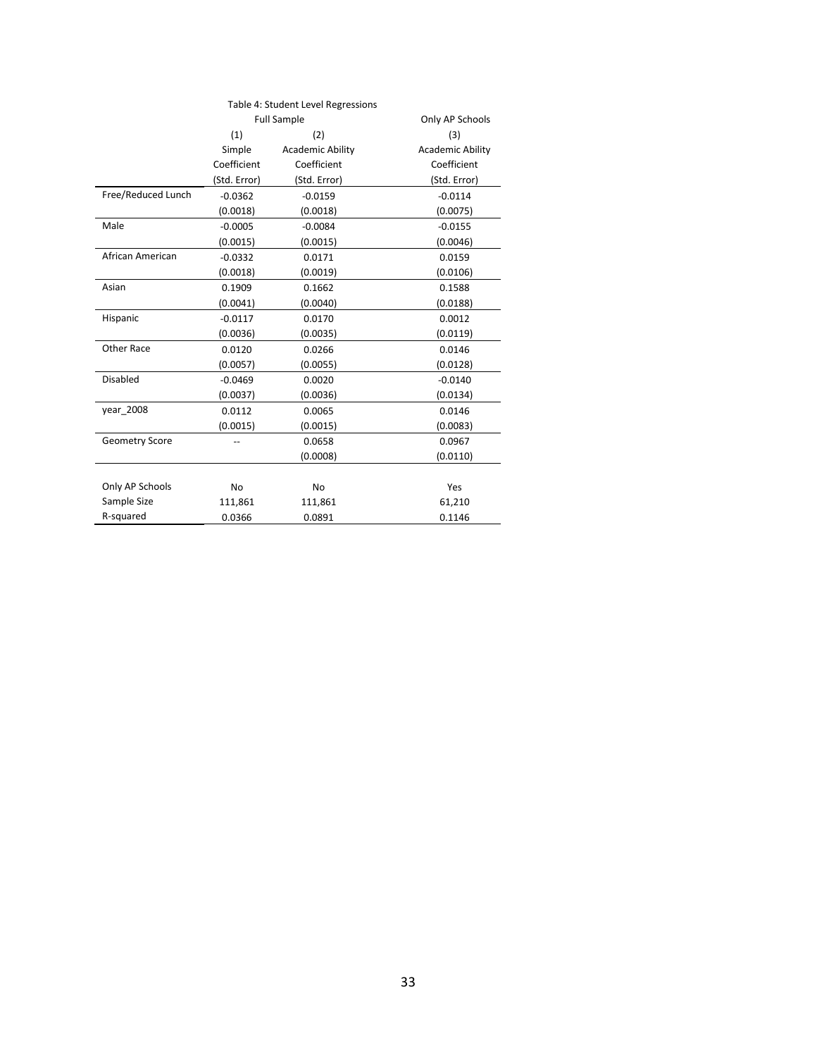Table 4: Student Level Regressions

| | Full Sample | | Only AP Schools |
|---|---|---|---|
| | (1) | (2) | (3) |
| | Simple | Academic Ability | Academic Ability |
| | Coefficient | Coefficient | Coefficient |
| | (Std. Error) | (Std. Error) | (Std. Error) |
| Free/Reduced Lunch | -0.0362 | -0.0159 | -0.0114 |
| | (0.0018) | (0.0018) | (0.0075) |
| Male | -0.0005 | -0.0084 | -0.0155 |
| | (0.0015) | (0.0015) | (0.0046) |
| African American | -0.0332 | 0.0171 | 0.0159 |
| | (0.0018) | (0.0019) | (0.0106) |
| Asian | 0.1909 | 0.1662 | 0.1588 |
| | (0.0041) | (0.0040) | (0.0188) |
| Hispanic | -0.0117 | 0.0170 | 0.0012 |
| | (0.0036) | (0.0035) | (0.0119) |
| Other Race | 0.0120 | 0.0266 | 0.0146 |
| | (0.0057) | (0.0055) | (0.0128) |
| Disabled | -0.0469 | 0.0020 | -0.0140 |
| | (0.0037) | (0.0036) | (0.0134) |
| year_2008 | 0.0112 | 0.0065 | 0.0146 |
| | (0.0015) | (0.0015) | (0.0083) |
| Geometry Score | -- | 0.0658 | 0.0967 |
| | | (0.0008) | (0.0110) |
| | | | |
| Only AP Schools | No | No | Yes |
| Sample Size | 111,861 | 111,861 | 61,210 |
| R-squared | 0.0366 | 0.0891 | 0.1146 |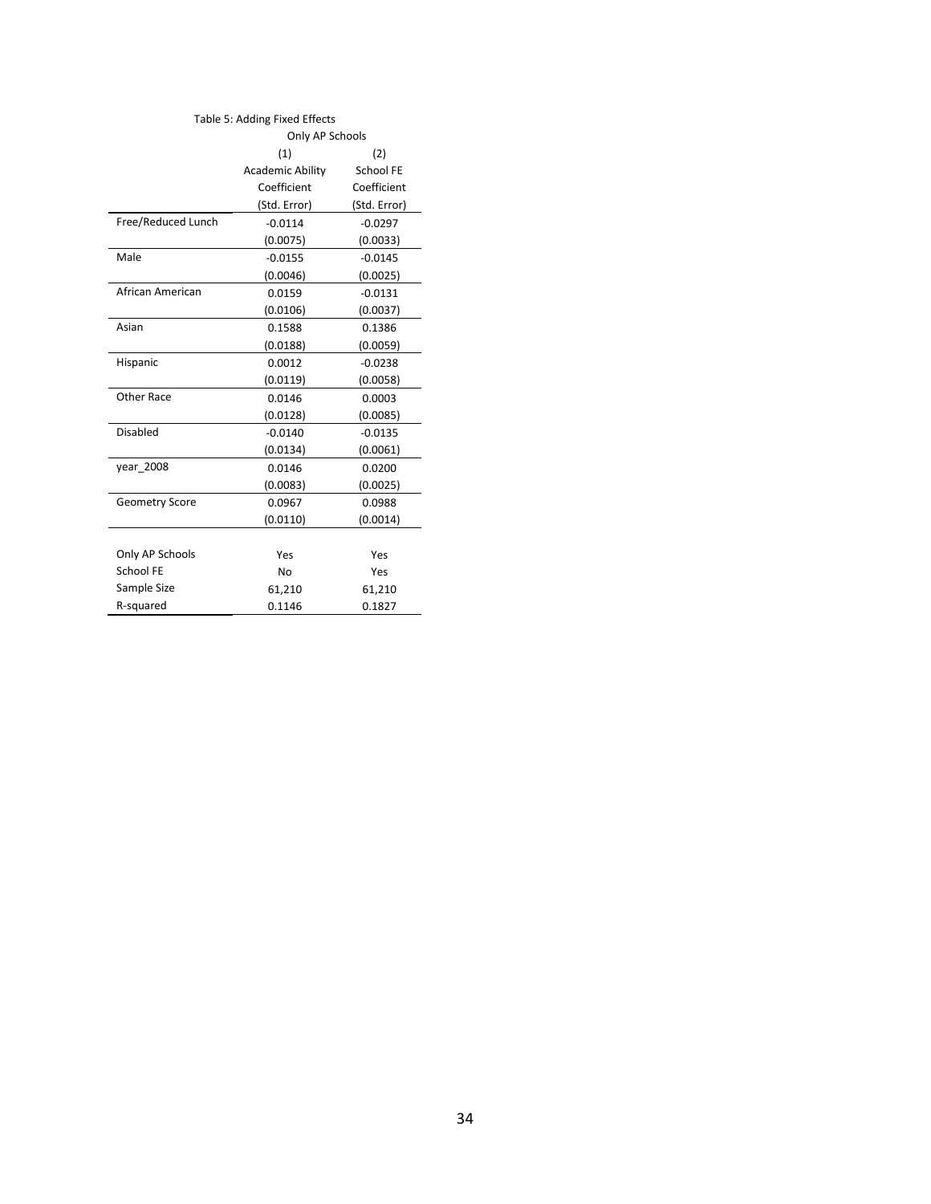Table 5: Adding Fixed Effects

| | Only AP Schools | |
|---|---|---|
| | (1) | (2) |
| | Academic Ability | School FE |
| | Coefficient | Coefficient |
| | (Std. Error) | (Std. Error) |
| Free/Reduced Lunch | -0.0114 | -0.0297 |
| | (0.0075) | (0.0033) |
| Male | -0.0155 | -0.0145 |
| | (0.0046) | (0.0025) |
| African American | 0.0159 | -0.0131 |
| | (0.0106) | (0.0037) |
| Asian | 0.1588 | 0.1386 |
| | (0.0188) | (0.0059) |
| Hispanic | 0.0012 | -0.0238 |
| | (0.0119) | (0.0058) |
| Other Race | 0.0146 | 0.0003 |
| | (0.0128) | (0.0085) |
| Disabled | -0.0140 | -0.0135 |
| | (0.0134) | (0.0061) |
| year_2008 | 0.0146 | 0.0200 |
| | (0.0083) | (0.0025) |
| Geometry Score | 0.0967 | 0.0988 |
| | (0.0110) | (0.0014) |
| | | |
| Only AP Schools | Yes | Yes |
| School FE | No | Yes |
| Sample Size | 61,210 | 61,210 |
| R-squared | 0.1146 | 0.1827 |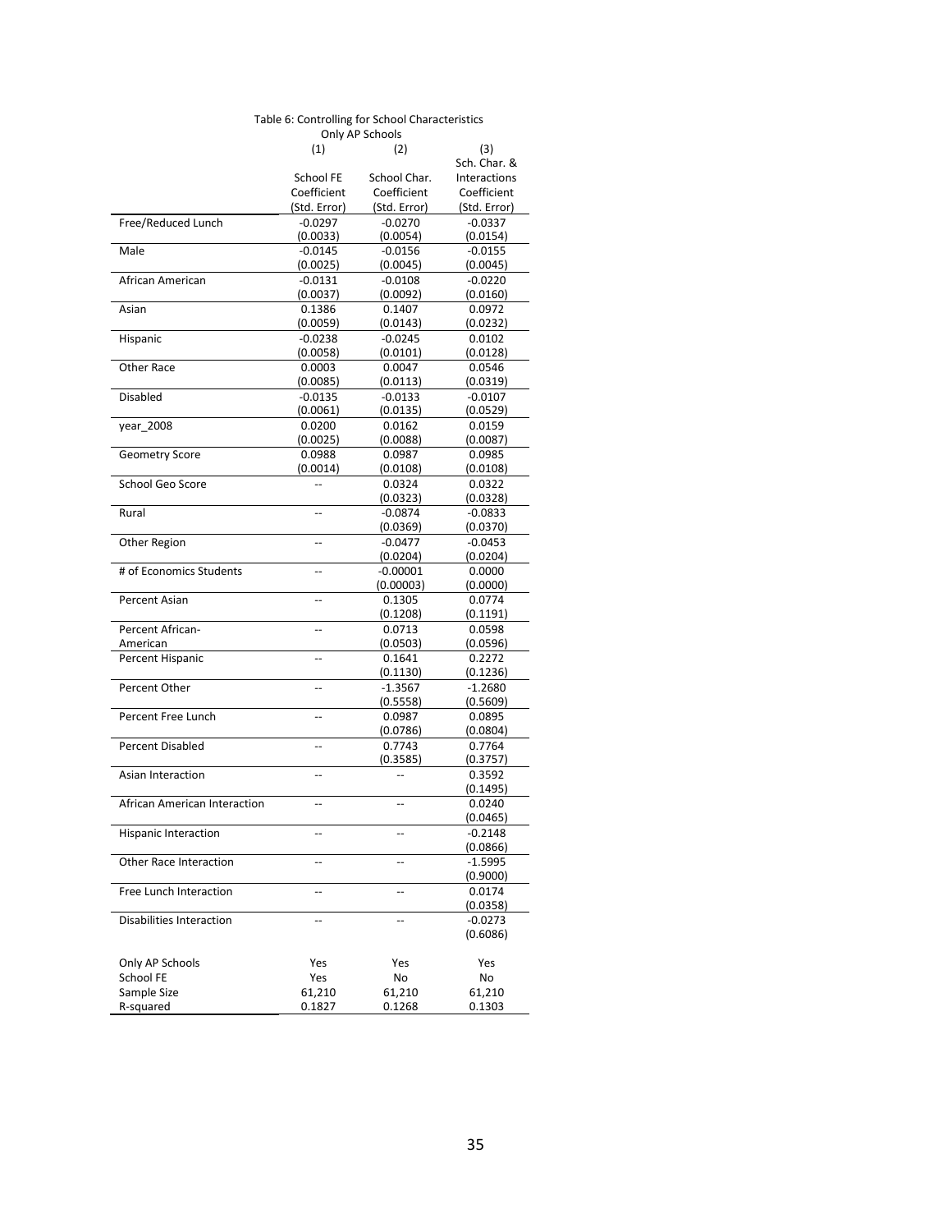Table 6: Controlling for School Characteristics

Only AP Schools

| | (1) | (2) | (3) |
|---|---|---|---|
| | School FE | School Char. | Sch. Char. & Interactions |
| | Coefficient | Coefficient | Coefficient |
| | (Std. Error) | (Std. Error) | (Std. Error) |
| Free/Reduced Lunch | -0.0297 | -0.0270 | -0.0337 |
| | (0.0033) | (0.0054) | (0.0154) |
| Male | -0.0145 | -0.0156 | -0.0155 |
| | (0.0025) | (0.0045) | (0.0045) |
| African American | -0.0131 | -0.0108 | -0.0220 |
| | (0.0037) | (0.0092) | (0.0160) |
| Asian | 0.1386 | 0.1407 | 0.0972 |
| | (0.0059) | (0.0143) | (0.0232) |
| Hispanic | -0.0238 | -0.0245 | 0.0102 |
| | (0.0058) | (0.0101) | (0.0128) |
| Other Race | 0.0003 | 0.0047 | 0.0546 |
| | (0.0085) | (0.0113) | (0.0319) |
| Disabled | -0.0135 | -0.0133 | -0.0107 |
| | (0.0061) | (0.0135) | (0.0529) |
| year_2008 | 0.0200 | 0.0162 | 0.0159 |
| | (0.0025) | (0.0088) | (0.0087) |
| Geometry Score | 0.0988 | 0.0987 | 0.0985 |
| | (0.0014) | (0.0108) | (0.0108) |
| School Geo Score | -- | 0.0324 | 0.0322 |
| | | (0.0323) | (0.0328) |
| Rural | -- | -0.0874 | -0.0833 |
| | | (0.0369) | (0.0370) |
| Other Region | -- | -0.0477 | -0.0453 |
| | | (0.0204) | (0.0204) |
| # of Economics Students | -- | -0.00001 | 0.0000 |
| | | (0.00003) | (0.0000) |
| Percent Asian | -- | 0.1305 | 0.0774 |
| | | (0.1208) | (0.1191) |
| Percent African-American | -- | 0.0713 | 0.0598 |
| | | (0.0503) | (0.0596) |
| Percent Hispanic | -- | 0.1641 | 0.2272 |
| | | (0.1130) | (0.1236) |
| Percent Other | -- | -1.3567 | -1.2680 |
| | | (0.5558) | (0.5609) |
| Percent Free Lunch | -- | 0.0987 | 0.0895 |
| | | (0.0786) | (0.0804) |
| Percent Disabled | -- | 0.7743 | 0.7764 |
| | | (0.3585) | (0.3757) |
| Asian Interaction | -- | -- | 0.3592 |
| | | | (0.1495) |
| African American Interaction | -- | -- | 0.0240 |
| | | | (0.0465) |
| Hispanic Interaction | -- | -- | -0.2148 |
| | | | (0.0866) |
| Other Race Interaction | -- | -- | -1.5995 |
| | | | (0.9000) |
| Free Lunch Interaction | -- | -- | 0.0174 |
| | | | (0.0358) |
| Disabilities Interaction | -- | -- | -0.0273 |
| | | | (0.6086) |
| Only AP Schools | Yes | Yes | Yes |
| School FE | Yes | No | No |
| Sample Size | 61,210 | 61,210 | 61,210 |
| R-squared | 0.1827 | 0.1268 | 0.1303 |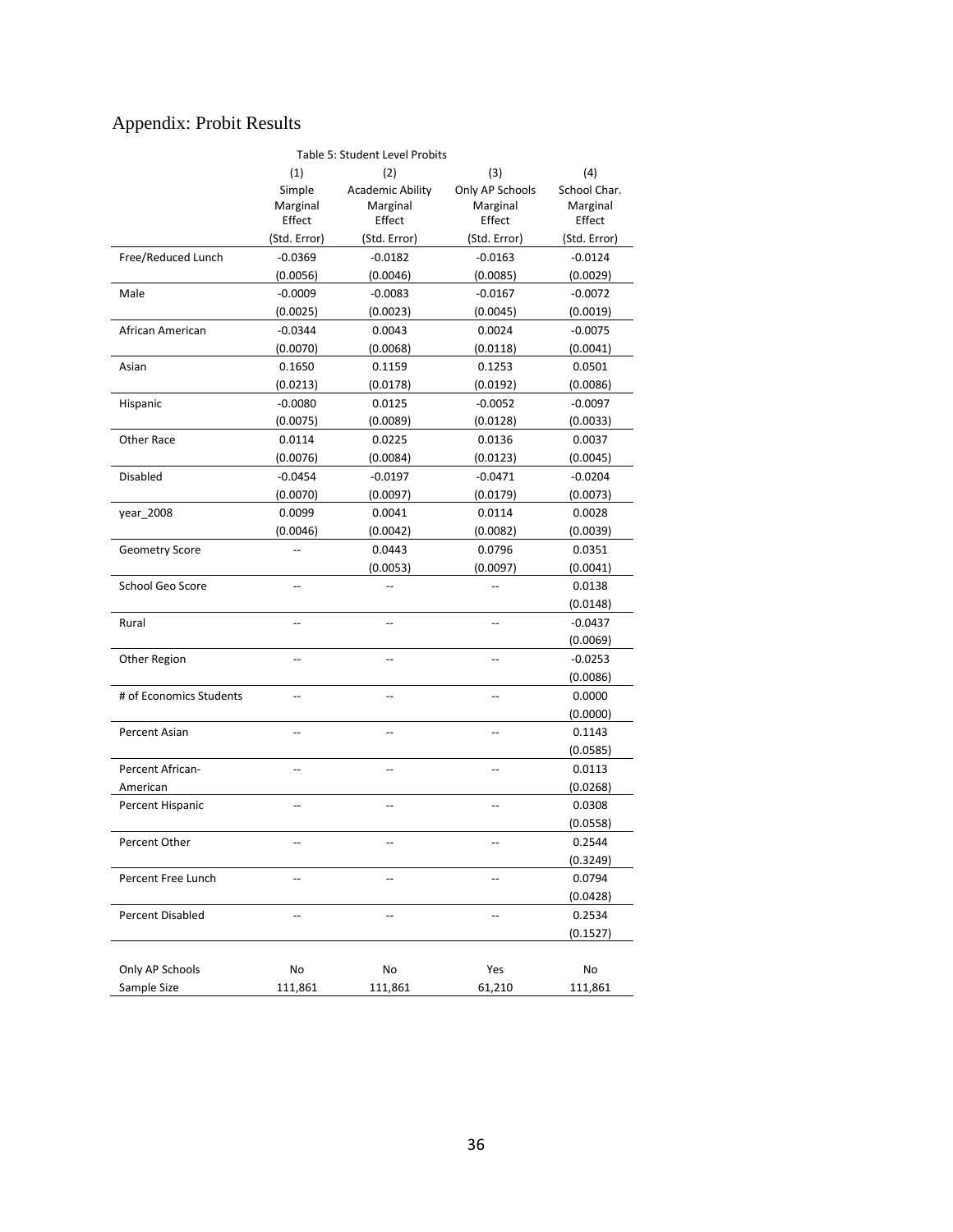## Appendix: Probit Results

Table 5: Student Level Probits

| | (1) | (2) | (3) | (4) |
|---|---|---|---|---|
| | Simple Marginal Effect | Academic Ability Marginal Effect | Only AP Schools Marginal Effect | School Char. Marginal Effect |
| | (Std. Error) | (Std. Error) | (Std. Error) | (Std. Error) |
| Free/Reduced Lunch | -0.0369 | -0.0182 | -0.0163 | -0.0124 |
| | (0.0056) | (0.0046) | (0.0085) | (0.0029) |
| Male | -0.0009 | -0.0083 | -0.0167 | -0.0072 |
| | (0.0025) | (0.0023) | (0.0045) | (0.0019) |
| African American | -0.0344 | 0.0043 | 0.0024 | -0.0075 |
| | (0.0070) | (0.0068) | (0.0118) | (0.0041) |
| Asian | 0.1650 | 0.1159 | 0.1253 | 0.0501 |
| | (0.0213) | (0.0178) | (0.0192) | (0.0086) |
| Hispanic | -0.0080 | 0.0125 | -0.0052 | -0.0097 |
| | (0.0075) | (0.0089) | (0.0128) | (0.0033) |
| Other Race | 0.0114 | 0.0225 | 0.0136 | 0.0037 |
| | (0.0076) | (0.0084) | (0.0123) | (0.0045) |
| Disabled | -0.0454 | -0.0197 | -0.0471 | -0.0204 |
| | (0.0070) | (0.0097) | (0.0179) | (0.0073) |
| year_2008 | 0.0099 | 0.0041 | 0.0114 | 0.0028 |
| | (0.0046) | (0.0042) | (0.0082) | (0.0039) |
| Geometry Score | -- | 0.0443 | 0.0796 | 0.0351 |
| | | (0.0053) | (0.0097) | (0.0041) |
| School Geo Score | -- | -- | -- | 0.0138 |
| | | | | (0.0148) |
| Rural | -- | -- | -- | -0.0437 |
| | | | | (0.0069) |
| Other Region | -- | -- | -- | -0.0253 |
| | | | | (0.0086) |
| # of Economics Students | -- | -- | -- | 0.0000 |
| | | | | (0.0000) |
| Percent Asian | -- | -- | -- | 0.1143 |
| | | | | (0.0585) |
| Percent African-American | -- | -- | -- | 0.0113 |
| | | | | (0.0268) |
| Percent Hispanic | -- | -- | -- | 0.0308 |
| | | | | (0.0558) |
| Percent Other | -- | -- | -- | 0.2544 |
| | | | | (0.3249) |
| Percent Free Lunch | -- | -- | -- | 0.0794 |
| | | | | (0.0428) |
| Percent Disabled | -- | -- | -- | 0.2534 |
| | | | | (0.1527) |
| Only AP Schools | No | No | Yes | No |
| Sample Size | 111,861 | 111,861 | 61,210 | 111,861 |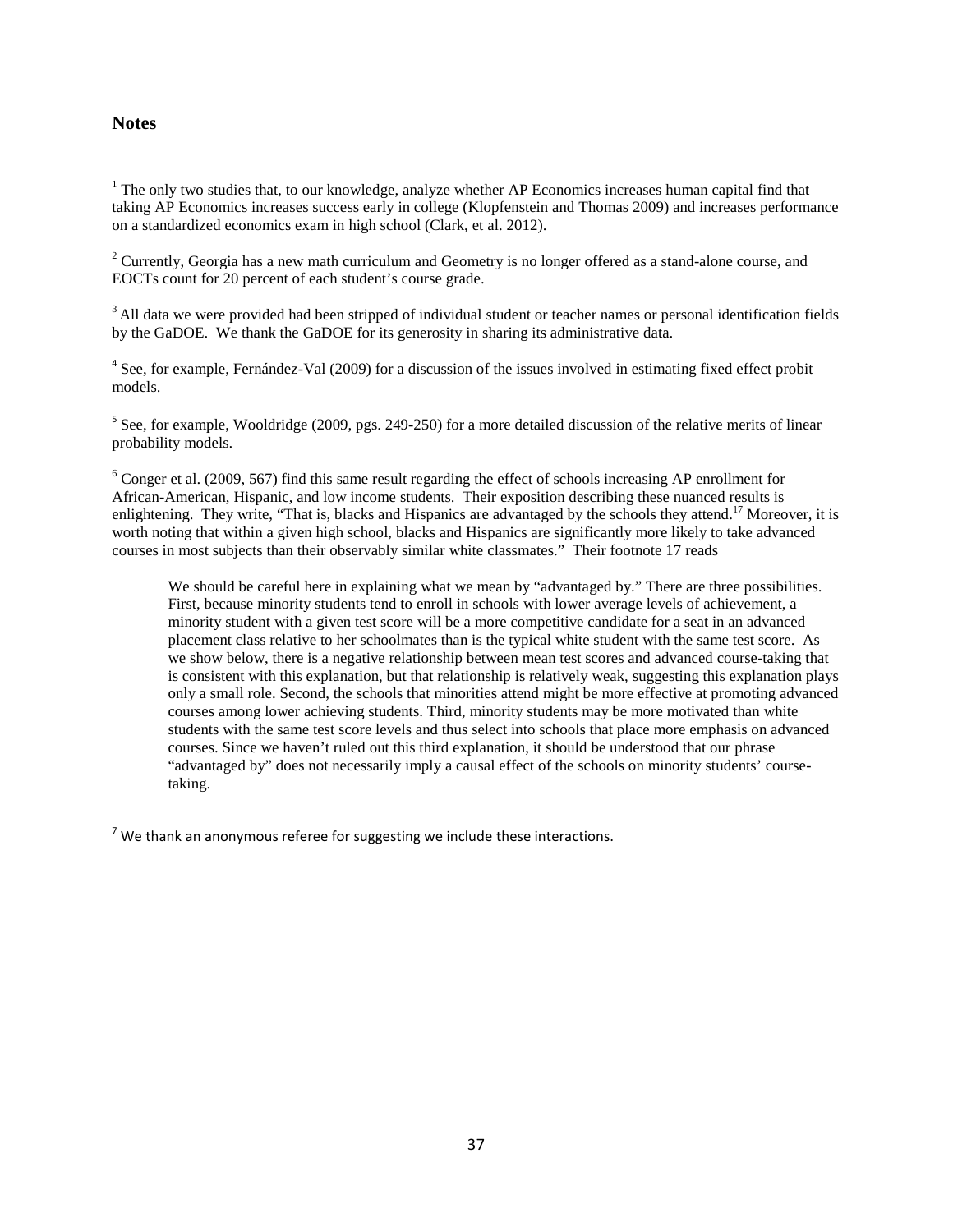## Notes

[1] The only two studies that, to our knowledge, analyze whether AP Economics increases human capital find that taking AP Economics increases success early in college (Klopfenstein and Thomas 2009) and increases performance on a standardized economics exam in high school (Clark, et al. 2012).

[2] Currently, Georgia has a new math curriculum and Geometry is no longer offered as a stand-alone course, and EOCTs count for 20 percent of each student's course grade.

[3] All data we were provided had been stripped of individual student or teacher names or personal identification fields by the GaDOE. We thank the GaDOE for its generosity in sharing its administrative data.

[4] See, for example, Fernández-Val (2009) for a discussion of the issues involved in estimating fixed effect probit models.

[5] See, for example, Wooldridge (2009, pgs. 249-250) for a more detailed discussion of the relative merits of linear probability models.

[6] Conger et al. (2009, 567) find this same result regarding the effect of schools increasing AP enrollment for African-American, Hispanic, and low income students. Their exposition describing these nuanced results is enlightening. They write, "That is, blacks and Hispanics are advantaged by the schools they attend.[17] Moreover, it is worth noting that within a given high school, blacks and Hispanics are significantly more likely to take advanced courses in most subjects than their observably similar white classmates." Their footnote 17 reads

> We should be careful here in explaining what we mean by "advantaged by." There are three possibilities. First, because minority students tend to enroll in schools with lower average levels of achievement, a minority student with a given test score will be a more competitive candidate for a seat in an advanced placement class relative to her schoolmates than is the typical white student with the same test score. As we show below, there is a negative relationship between mean test scores and advanced course-taking that is consistent with this explanation, but that relationship is relatively weak, suggesting this explanation plays only a small role. Second, the schools that minorities attend might be more effective at promoting advanced courses among lower achieving students. Third, minority students may be more motivated than white students with the same test score levels and thus select into schools that place more emphasis on advanced courses. Since we haven't ruled out this third explanation, it should be understood that our phrase "advantaged by" does not necessarily imply a causal effect of the schools on minority students' course-taking.

[7] We thank an anonymous referee for suggesting we include these interactions.